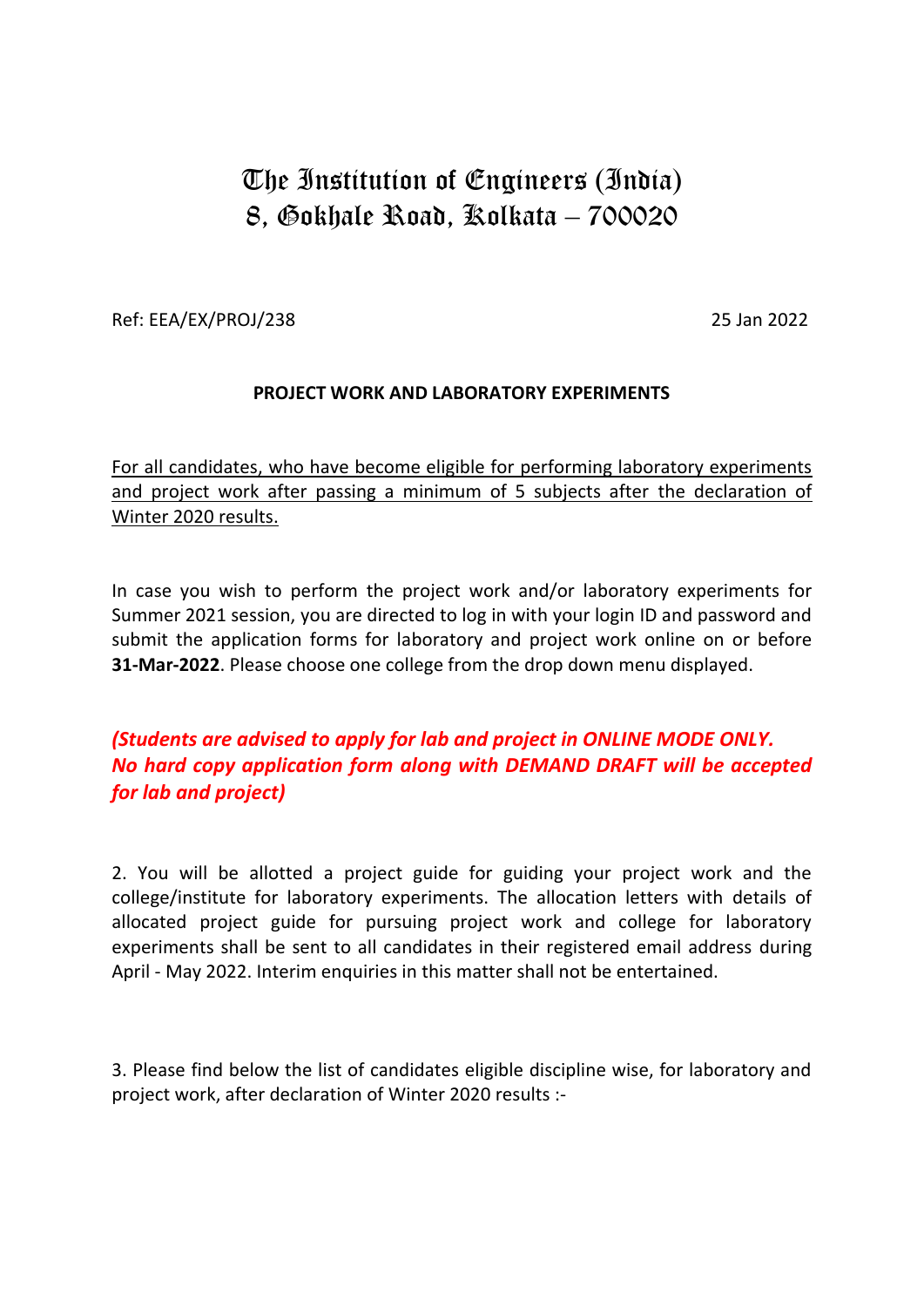# The Institution of Engineers (India)
# 8, Gokhale Road, Kolkata – 700020

Ref: EEA/EX/PROJ/238 25 Jan 2022

**PROJECT WORK AND LABORATORY EXPERIMENTS**

For all candidates, who have become eligible for performing laboratory experiments and project work after passing a minimum of 5 subjects after the declaration of Winter 2020 results.

In case you wish to perform the project work and/or laboratory experiments for Summer 2021 session, you are directed to log in with your login ID and password and submit the application forms for laboratory and project work online on or before **31-Mar-2022**. Please choose one college from the drop down menu displayed.

***(Students are advised to apply for lab and project in ONLINE MODE ONLY. No hard copy application form along with DEMAND DRAFT will be accepted for lab and project)***

2. You will be allotted a project guide for guiding your project work and the college/institute for laboratory experiments. The allocation letters with details of allocated project guide for pursuing project work and college for laboratory experiments shall be sent to all candidates in their registered email address during April - May 2022. Interim enquiries in this matter shall not be entertained.

3. Please find below the list of candidates eligible discipline wise, for laboratory and project work, after declaration of Winter 2020 results :-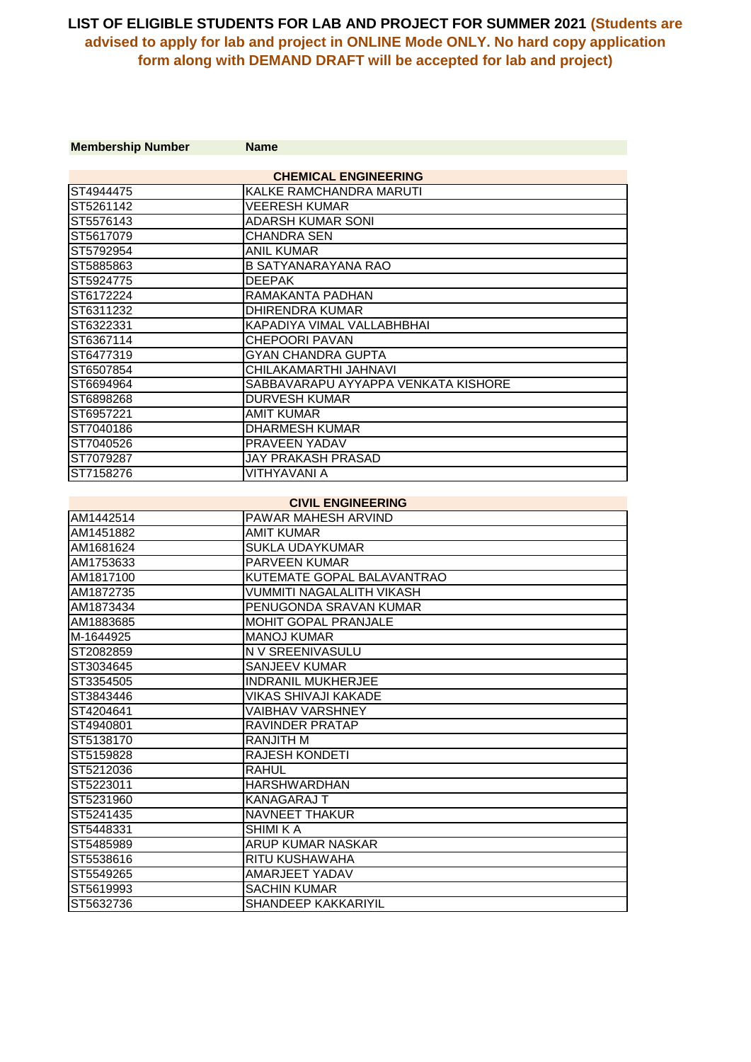# LIST OF ELIGIBLE STUDENTS FOR LAB AND PROJECT FOR SUMMER 2021 (Students are advised to apply for lab and project in ONLINE Mode ONLY. No hard copy application form along with DEMAND DRAFT will be accepted for lab and project)

| Membership Number | Name |
|---|---|
| **CHEMICAL ENGINEERING** | |
| ST4944475 | KALKE RAMCHANDRA MARUTI |
| ST5261142 | VEERESH KUMAR |
| ST5576143 | ADARSH KUMAR SONI |
| ST5617079 | CHANDRA SEN |
| ST5792954 | ANIL KUMAR |
| ST5885863 | B SATYANARAYANA RAO |
| ST5924775 | DEEPAK |
| ST6172224 | RAMAKANTA PADHAN |
| ST6311232 | DHIRENDRA KUMAR |
| ST6322331 | KAPADIYA VIMAL VALLABHBHAI |
| ST6367114 | CHEPOORI PAVAN |
| ST6477319 | GYAN CHANDRA GUPTA |
| ST6507854 | CHILAKAMARTHI JAHNAVI |
| ST6694964 | SABBAVARAPU AYYAPPA VENKATA KISHORE |
| ST6898268 | DURVESH KUMAR |
| ST6957221 | AMIT KUMAR |
| ST7040186 | DHARMESH KUMAR |
| ST7040526 | PRAVEEN YADAV |
| ST7079287 | JAY PRAKASH PRASAD |
| ST7158276 | VITHYAVANI A |
| **CIVIL ENGINEERING** | |
| AM1442514 | PAWAR MAHESH ARVIND |
| AM1451882 | AMIT KUMAR |
| AM1681624 | SUKLA UDAYKUMAR |
| AM1753633 | PARVEEN KUMAR |
| AM1817100 | KUTEMATE GOPAL BALAVANTRAO |
| AM1872735 | VUMMITI NAGALALITH VIKASH |
| AM1873434 | PENUGONDA SRAVAN KUMAR |
| AM1883685 | MOHIT GOPAL PRANJALE |
| M-1644925 | MANOJ KUMAR |
| ST2082859 | N V SREENIVASULU |
| ST3034645 | SANJEEV KUMAR |
| ST3354505 | INDRANIL MUKHERJEE |
| ST3843446 | VIKAS SHIVAJI KAKADE |
| ST4204641 | VAIBHAV VARSHNEY |
| ST4940801 | RAVINDER PRATAP |
| ST5138170 | RANJITH M |
| ST5159828 | RAJESH KONDETI |
| ST5212036 | RAHUL |
| ST5223011 | HARSHWARDHAN |
| ST5231960 | KANAGARAJ T |
| ST5241435 | NAVNEET THAKUR |
| ST5448331 | SHIMI K A |
| ST5485989 | ARUP KUMAR NASKAR |
| ST5538616 | RITU KUSHAWAHA |
| ST5549265 | AMARJEET YADAV |
| ST5619993 | SACHIN KUMAR |
| ST5632736 | SHANDEEP KAKKARIYIL |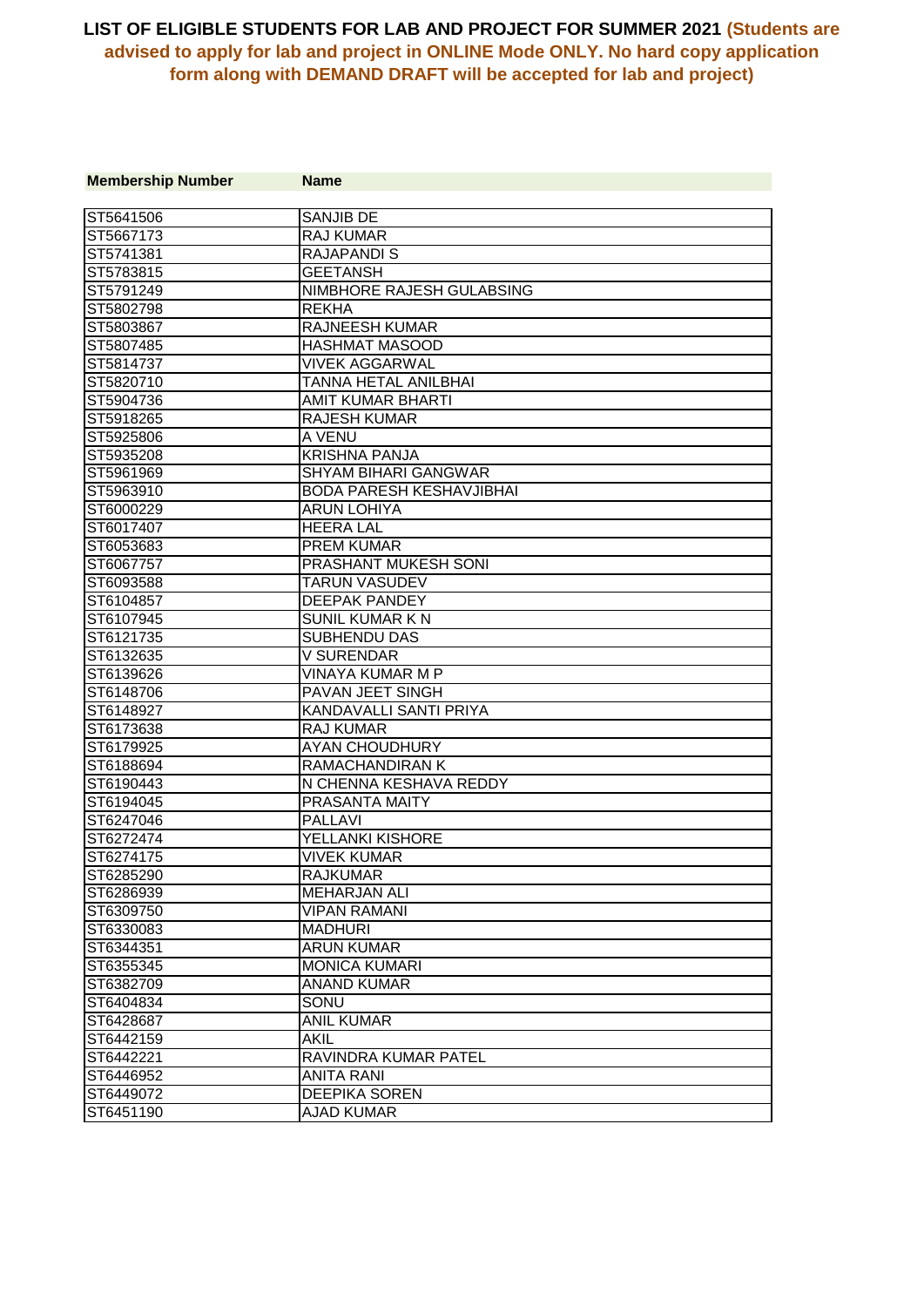# LIST OF ELIGIBLE STUDENTS FOR LAB AND PROJECT FOR SUMMER 2021 (Students are advised to apply for lab and project in ONLINE Mode ONLY. No hard copy application form along with DEMAND DRAFT will be accepted for lab and project)

| Membership Number | Name |
|---|---|
| ST5641506 | SANJIB DE |
| ST5667173 | RAJ KUMAR |
| ST5741381 | RAJAPANDI S |
| ST5783815 | GEETANSH |
| ST5791249 | NIMBHORE RAJESH GULABSING |
| ST5802798 | REKHA |
| ST5803867 | RAJNEESH KUMAR |
| ST5807485 | HASHMAT MASOOD |
| ST5814737 | VIVEK AGGARWAL |
| ST5820710 | TANNA HETAL ANILBHAI |
| ST5904736 | AMIT KUMAR BHARTI |
| ST5918265 | RAJESH KUMAR |
| ST5925806 | A VENU |
| ST5935208 | KRISHNA PANJA |
| ST5961969 | SHYAM BIHARI GANGWAR |
| ST5963910 | BODA PARESH KESHAVJIBHAI |
| ST6000229 | ARUN LOHIYA |
| ST6017407 | HEERA LAL |
| ST6053683 | PREM KUMAR |
| ST6067757 | PRASHANT MUKESH SONI |
| ST6093588 | TARUN VASUDEV |
| ST6104857 | DEEPAK PANDEY |
| ST6107945 | SUNIL KUMAR K N |
| ST6121735 | SUBHENDU DAS |
| ST6132635 | V SURENDAR |
| ST6139626 | VINAYA KUMAR M P |
| ST6148706 | PAVAN JEET SINGH |
| ST6148927 | KANDAVALLI SANTI PRIYA |
| ST6173638 | RAJ KUMAR |
| ST6179925 | AYAN CHOUDHURY |
| ST6188694 | RAMACHANDIRAN K |
| ST6190443 | N CHENNA KESHAVA REDDY |
| ST6194045 | PRASANTA MAITY |
| ST6247046 | PALLAVI |
| ST6272474 | YELLANKI KISHORE |
| ST6274175 | VIVEK KUMAR |
| ST6285290 | RAJKUMAR |
| ST6286939 | MEHARJAN ALI |
| ST6309750 | VIPAN RAMANI |
| ST6330083 | MADHURI |
| ST6344351 | ARUN KUMAR |
| ST6355345 | MONICA KUMARI |
| ST6382709 | ANAND KUMAR |
| ST6404834 | SONU |
| ST6428687 | ANIL KUMAR |
| ST6442159 | AKIL |
| ST6442221 | RAVINDRA KUMAR PATEL |
| ST6446952 | ANITA RANI |
| ST6449072 | DEEPIKA SOREN |
| ST6451190 | AJAD KUMAR |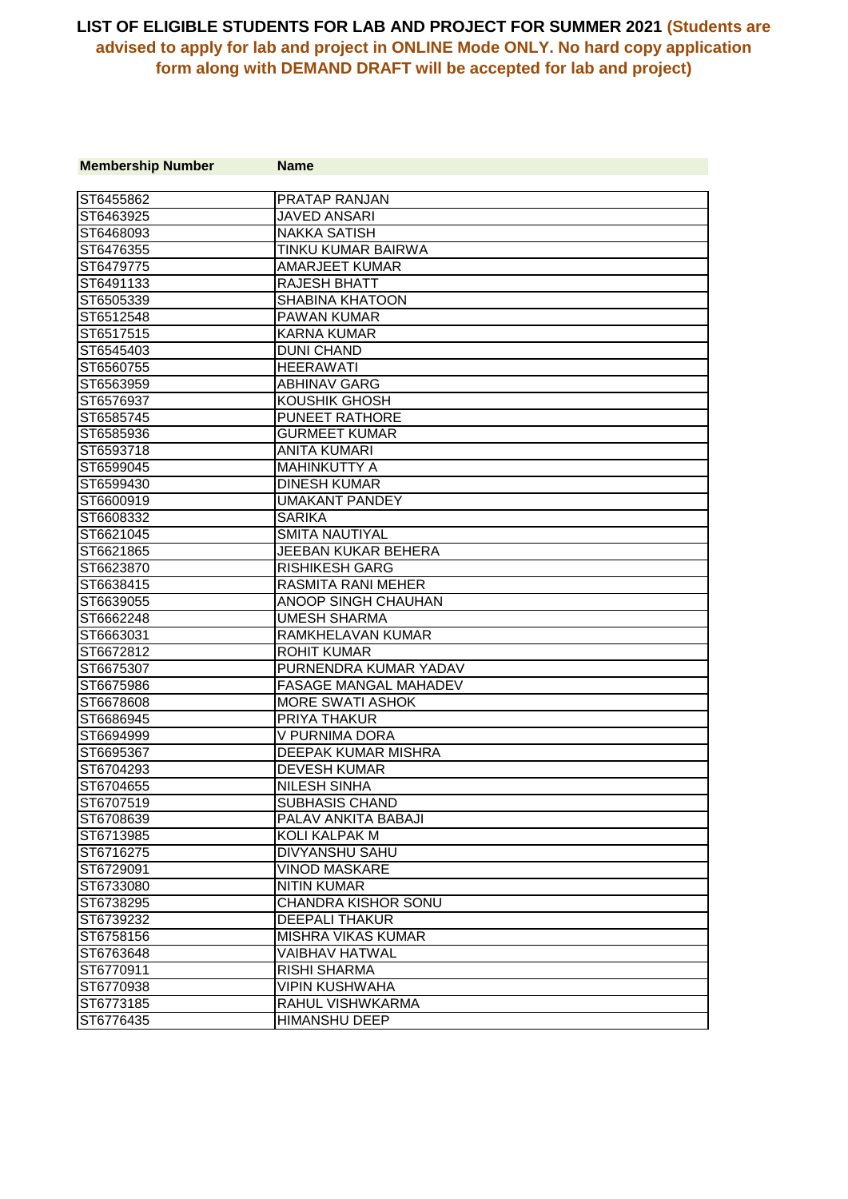**LIST OF ELIGIBLE STUDENTS FOR LAB AND PROJECT FOR SUMMER 2021 (Students are advised to apply for lab and project in ONLINE Mode ONLY. No hard copy application form along with DEMAND DRAFT will be accepted for lab and project)**

| Membership Number | Name |
|---|---|
| ST6455862 | PRATAP RANJAN |
| ST6463925 | JAVED ANSARI |
| ST6468093 | NAKKA SATISH |
| ST6476355 | TINKU KUMAR BAIRWA |
| ST6479775 | AMARJEET KUMAR |
| ST6491133 | RAJESH BHATT |
| ST6505339 | SHABINA KHATOON |
| ST6512548 | PAWAN KUMAR |
| ST6517515 | KARNA KUMAR |
| ST6545403 | DUNI CHAND |
| ST6560755 | HEERAWATI |
| ST6563959 | ABHINAV GARG |
| ST6576937 | KOUSHIK GHOSH |
| ST6585745 | PUNEET RATHORE |
| ST6585936 | GURMEET KUMAR |
| ST6593718 | ANITA KUMARI |
| ST6599045 | MAHINKUTTY A |
| ST6599430 | DINESH KUMAR |
| ST6600919 | UMAKANT PANDEY |
| ST6608332 | SARIKA |
| ST6621045 | SMITA NAUTIYAL |
| ST6621865 | JEEBAN KUKAR BEHERA |
| ST6623870 | RISHIKESH GARG |
| ST6638415 | RASMITA RANI MEHER |
| ST6639055 | ANOOP SINGH CHAUHAN |
| ST6662248 | UMESH SHARMA |
| ST6663031 | RAMKHELAVAN KUMAR |
| ST6672812 | ROHIT KUMAR |
| ST6675307 | PURNENDRA KUMAR YADAV |
| ST6675986 | FASAGE MANGAL MAHADEV |
| ST6678608 | MORE SWATI ASHOK |
| ST6686945 | PRIYA THAKUR |
| ST6694999 | V PURNIMA DORA |
| ST6695367 | DEEPAK KUMAR MISHRA |
| ST6704293 | DEVESH KUMAR |
| ST6704655 | NILESH SINHA |
| ST6707519 | SUBHASIS CHAND |
| ST6708639 | PALAV ANKITA BABAJI |
| ST6713985 | KOLI KALPAK M |
| ST6716275 | DIVYANSHU SAHU |
| ST6729091 | VINOD MASKARE |
| ST6733080 | NITIN KUMAR |
| ST6738295 | CHANDRA KISHOR SONU |
| ST6739232 | DEEPALI THAKUR |
| ST6758156 | MISHRA VIKAS KUMAR |
| ST6763648 | VAIBHAV HATWAL |
| ST6770911 | RISHI SHARMA |
| ST6770938 | VIPIN KUSHWAHA |
| ST6773185 | RAHUL VISHWKARMA |
| ST6776435 | HIMANSHU DEEP |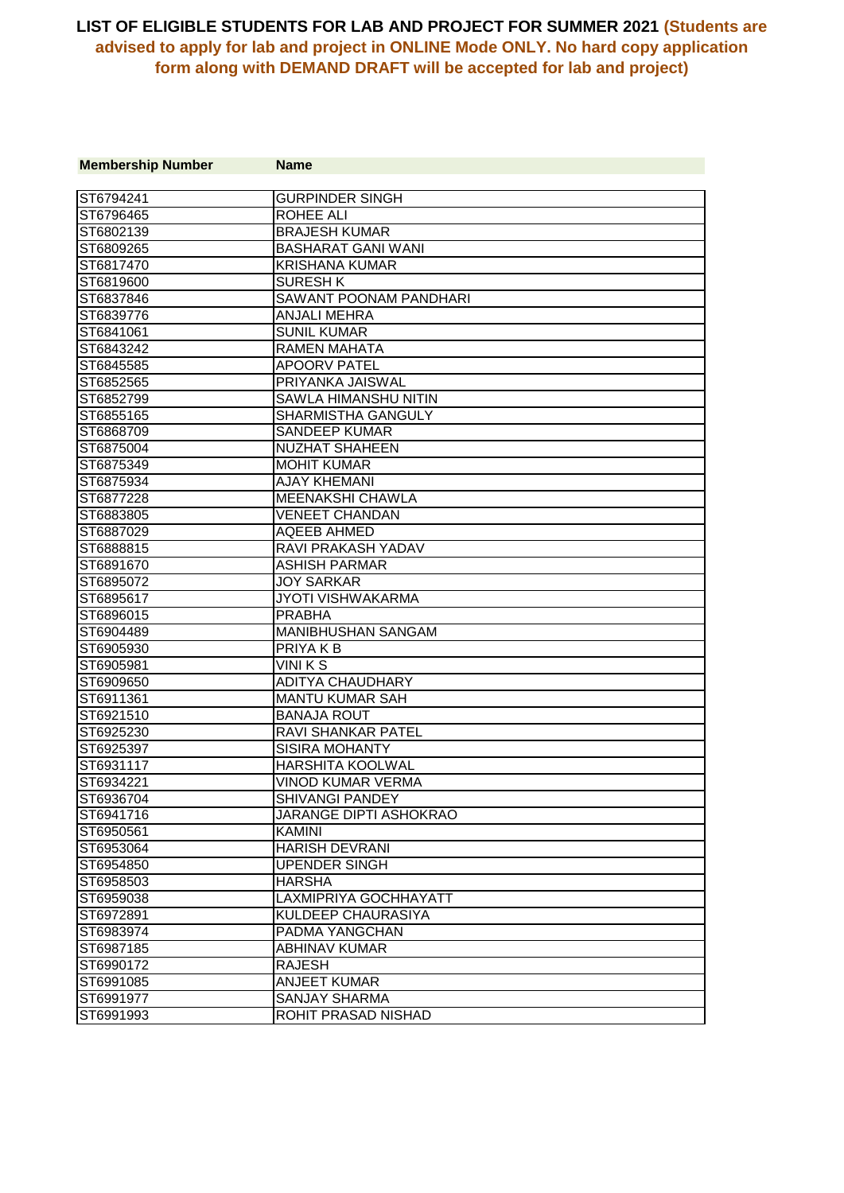**LIST OF ELIGIBLE STUDENTS FOR LAB AND PROJECT FOR SUMMER 2021 (Students are advised to apply for lab and project in ONLINE Mode ONLY. No hard copy application form along with DEMAND DRAFT will be accepted for lab and project)**

| Membership Number | Name |
|---|---|
| ST6794241 | GURPINDER SINGH |
| ST6796465 | ROHEE ALI |
| ST6802139 | BRAJESH KUMAR |
| ST6809265 | BASHARAT GANI WANI |
| ST6817470 | KRISHANA KUMAR |
| ST6819600 | SURESH K |
| ST6837846 | SAWANT POONAM PANDHARI |
| ST6839776 | ANJALI MEHRA |
| ST6841061 | SUNIL KUMAR |
| ST6843242 | RAMEN MAHATA |
| ST6845585 | APOORV PATEL |
| ST6852565 | PRIYANKA JAISWAL |
| ST6852799 | SAWLA HIMANSHU NITIN |
| ST6855165 | SHARMISTHA GANGULY |
| ST6868709 | SANDEEP KUMAR |
| ST6875004 | NUZHAT SHAHEEN |
| ST6875349 | MOHIT KUMAR |
| ST6875934 | AJAY KHEMANI |
| ST6877228 | MEENAKSHI CHAWLA |
| ST6883805 | VENEET CHANDAN |
| ST6887029 | AQEEB AHMED |
| ST6888815 | RAVI PRAKASH YADAV |
| ST6891670 | ASHISH PARMAR |
| ST6895072 | JOY SARKAR |
| ST6895617 | JYOTI VISHWAKARMA |
| ST6896015 | PRABHA |
| ST6904489 | MANIBHUSHAN SANGAM |
| ST6905930 | PRIYA K B |
| ST6905981 | VINI K S |
| ST6909650 | ADITYA CHAUDHARY |
| ST6911361 | MANTU KUMAR SAH |
| ST6921510 | BANAJA ROUT |
| ST6925230 | RAVI SHANKAR PATEL |
| ST6925397 | SISIRA MOHANTY |
| ST6931117 | HARSHITA KOOLWAL |
| ST6934221 | VINOD KUMAR VERMA |
| ST6936704 | SHIVANGI PANDEY |
| ST6941716 | JARANGE DIPTI ASHOKRAO |
| ST6950561 | KAMINI |
| ST6953064 | HARISH DEVRANI |
| ST6954850 | UPENDER SINGH |
| ST6958503 | HARSHA |
| ST6959038 | LAXMIPRIYA GOCHHAYATT |
| ST6972891 | KULDEEP CHAURASIYA |
| ST6983974 | PADMA YANGCHAN |
| ST6987185 | ABHINAV KUMAR |
| ST6990172 | RAJESH |
| ST6991085 | ANJEET KUMAR |
| ST6991977 | SANJAY SHARMA |
| ST6991993 | ROHIT PRASAD NISHAD |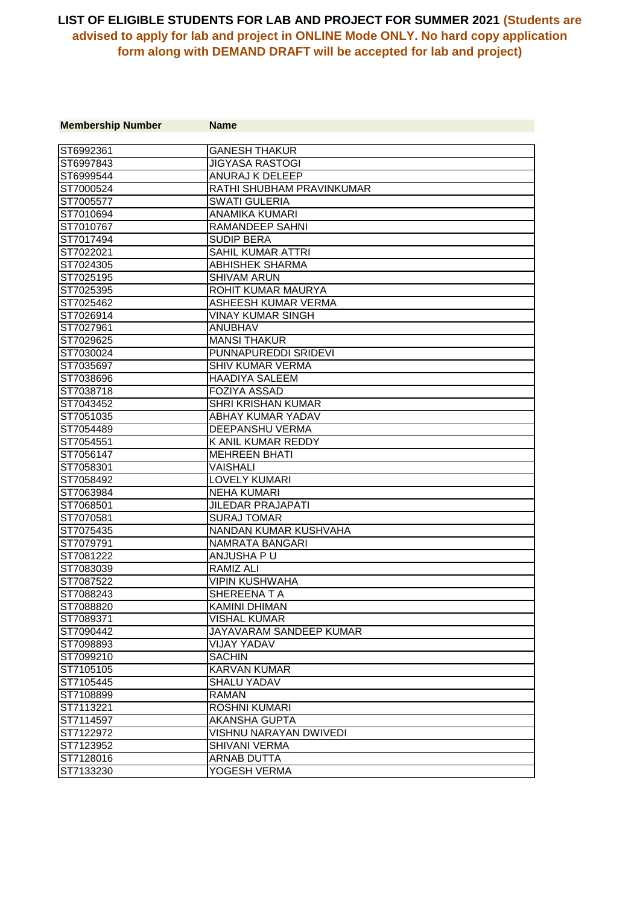**LIST OF ELIGIBLE STUDENTS FOR LAB AND PROJECT FOR SUMMER 2021 (Students are advised to apply for lab and project in ONLINE Mode ONLY. No hard copy application form along with DEMAND DRAFT will be accepted for lab and project)**

| Membership Number | Name |
|---|---|
| ST6992361 | GANESH THAKUR |
| ST6997843 | JIGYASA RASTOGI |
| ST6999544 | ANURAJ K DELEEP |
| ST7000524 | RATHI SHUBHAM PRAVINKUMAR |
| ST7005577 | SWATI GULERIA |
| ST7010694 | ANAMIKA KUMARI |
| ST7010767 | RAMANDEEP SAHNI |
| ST7017494 | SUDIP BERA |
| ST7022021 | SAHIL KUMAR ATTRI |
| ST7024305 | ABHISHEK SHARMA |
| ST7025195 | SHIVAM ARUN |
| ST7025395 | ROHIT KUMAR MAURYA |
| ST7025462 | ASHEESH KUMAR VERMA |
| ST7026914 | VINAY KUMAR SINGH |
| ST7027961 | ANUBHAV |
| ST7029625 | MANSI THAKUR |
| ST7030024 | PUNNAPUREDDI SRIDEVI |
| ST7035697 | SHIV KUMAR VERMA |
| ST7038696 | HAADIYA SALEEM |
| ST7038718 | FOZIYA ASSAD |
| ST7043452 | SHRI KRISHAN KUMAR |
| ST7051035 | ABHAY KUMAR YADAV |
| ST7054489 | DEEPANSHU VERMA |
| ST7054551 | K ANIL KUMAR REDDY |
| ST7056147 | MEHREEN BHATI |
| ST7058301 | VAISHALI |
| ST7058492 | LOVELY KUMARI |
| ST7063984 | NEHA KUMARI |
| ST7068501 | JILEDAR PRAJAPATI |
| ST7070581 | SURAJ TOMAR |
| ST7075435 | NANDAN KUMAR KUSHVAHA |
| ST7079791 | NAMRATA BANGARI |
| ST7081222 | ANJUSHA P U |
| ST7083039 | RAMIZ ALI |
| ST7087522 | VIPIN KUSHWAHA |
| ST7088243 | SHEREENA T A |
| ST7088820 | KAMINI DHIMAN |
| ST7089371 | VISHAL KUMAR |
| ST7090442 | JAYAVARAM SANDEEP KUMAR |
| ST7098893 | VIJAY YADAV |
| ST7099210 | SACHIN |
| ST7105105 | KARVAN KUMAR |
| ST7105445 | SHALU YADAV |
| ST7108899 | RAMAN |
| ST7113221 | ROSHNI KUMARI |
| ST7114597 | AKANSHA GUPTA |
| ST7122972 | VISHNU NARAYAN DWIVEDI |
| ST7123952 | SHIVANI VERMA |
| ST7128016 | ARNAB DUTTA |
| ST7133230 | YOGESH VERMA |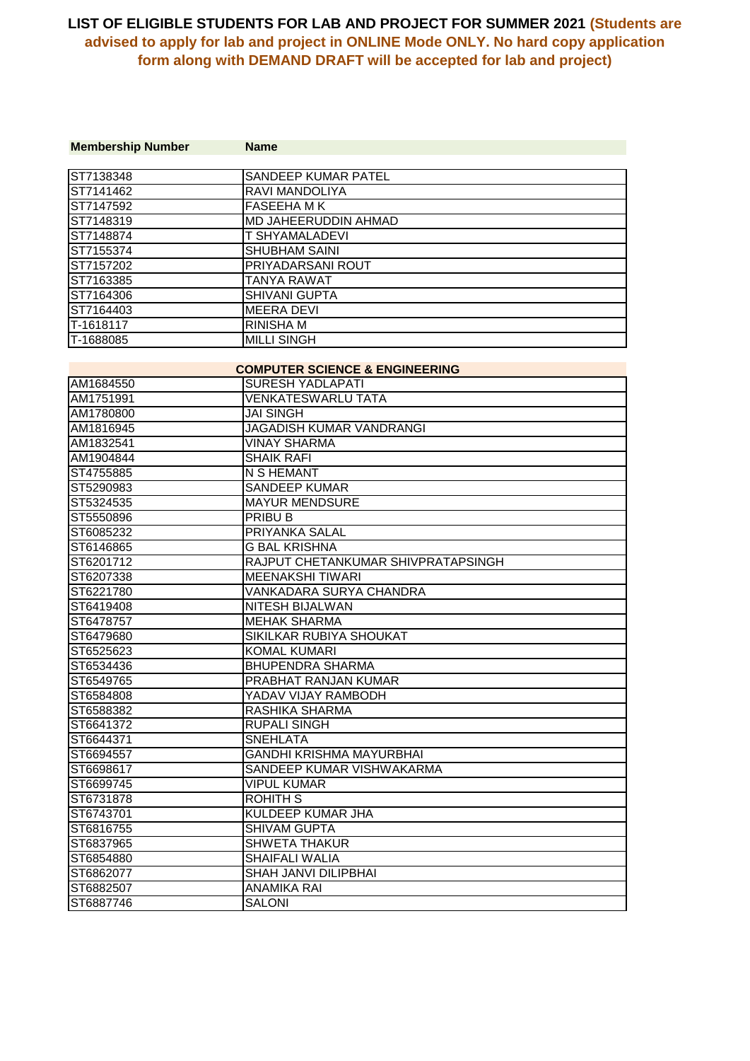# LIST OF ELIGIBLE STUDENTS FOR LAB AND PROJECT FOR SUMMER 2021 (Students are advised to apply for lab and project in ONLINE Mode ONLY. No hard copy application form along with DEMAND DRAFT will be accepted for lab and project)

| Membership Number | Name |
|---|---|
| ST7138348 | SANDEEP KUMAR PATEL |
| ST7141462 | RAVI MANDOLIYA |
| ST7147592 | FASEEHA M K |
| ST7148319 | MD JAHEERUDDIN AHMAD |
| ST7148874 | T SHYAMALADEVI |
| ST7155374 | SHUBHAM SAINI |
| ST7157202 | PRIYADARSANI ROUT |
| ST7163385 | TANYA RAWAT |
| ST7164306 | SHIVANI GUPTA |
| ST7164403 | MEERA DEVI |
| T-1618117 | RINISHA M |
| T-1688085 | MILLI SINGH |

**COMPUTER SCIENCE & ENGINEERING**

| Membership Number | Name |
|---|---|
| AM1684550 | SURESH YADLAPATI |
| AM1751991 | VENKATESWARLU TATA |
| AM1780800 | JAI SINGH |
| AM1816945 | JAGADISH KUMAR VANDRANGI |
| AM1832541 | VINAY SHARMA |
| AM1904844 | SHAIK RAFI |
| ST4755885 | N S HEMANT |
| ST5290983 | SANDEEP KUMAR |
| ST5324535 | MAYUR MENDSURE |
| ST5550896 | PRIBU B |
| ST6085232 | PRIYANKA SALAL |
| ST6146865 | G BAL KRISHNA |
| ST6201712 | RAJPUT CHETANKUMAR SHIVPRATAPSINGH |
| ST6207338 | MEENAKSHI TIWARI |
| ST6221780 | VANKADARA SURYA CHANDRA |
| ST6419408 | NITESH BIJALWAN |
| ST6478757 | MEHAK SHARMA |
| ST6479680 | SIKILKAR RUBIYA SHOUKAT |
| ST6525623 | KOMAL KUMARI |
| ST6534436 | BHUPENDRA SHARMA |
| ST6549765 | PRABHAT RANJAN KUMAR |
| ST6584808 | YADAV VIJAY RAMBODH |
| ST6588382 | RASHIKA SHARMA |
| ST6641372 | RUPALI SINGH |
| ST6644371 | SNEHLATA |
| ST6694557 | GANDHI KRISHMA MAYURBHAI |
| ST6698617 | SANDEEP KUMAR VISHWAKARMA |
| ST6699745 | VIPUL KUMAR |
| ST6731878 | ROHITH S |
| ST6743701 | KULDEEP KUMAR JHA |
| ST6816755 | SHIVAM GUPTA |
| ST6837965 | SHWETA THAKUR |
| ST6854880 | SHAIFALI WALIA |
| ST6862077 | SHAH JANVI DILIPBHAI |
| ST6882507 | ANAMIKA RAI |
| ST6887746 | SALONI |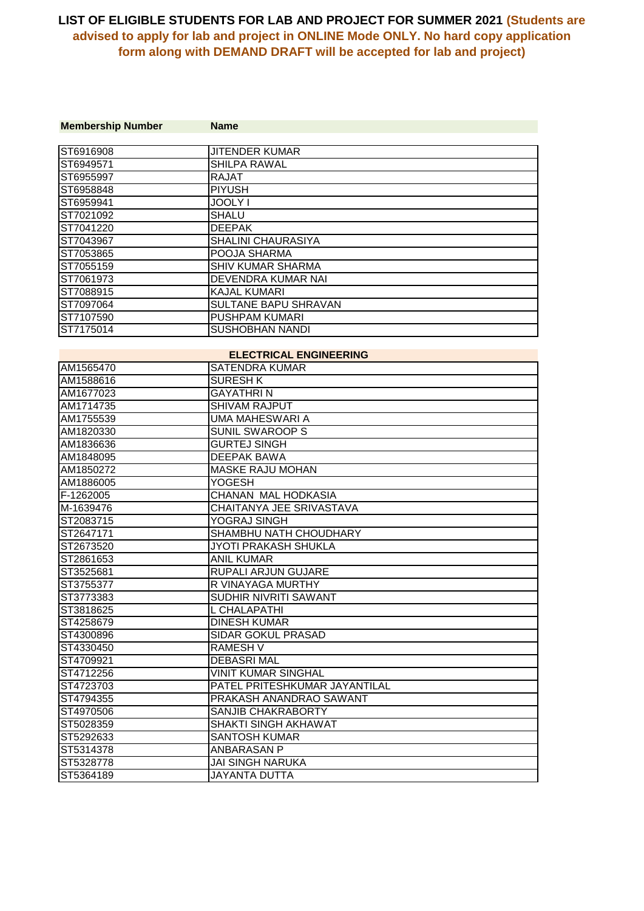# LIST OF ELIGIBLE STUDENTS FOR LAB AND PROJECT FOR SUMMER 2021 (Students are advised to apply for lab and project in ONLINE Mode ONLY. No hard copy application form along with DEMAND DRAFT will be accepted for lab and project)

| Membership Number | Name |
|---|---|
| ST6916908 | JITENDER KUMAR |
| ST6949571 | SHILPA RAWAL |
| ST6955997 | RAJAT |
| ST6958848 | PIYUSH |
| ST6959941 | JOOLY I |
| ST7021092 | SHALU |
| ST7041220 | DEEPAK |
| ST7043967 | SHALINI CHAURASIYA |
| ST7053865 | POOJA SHARMA |
| ST7055159 | SHIV KUMAR SHARMA |
| ST7061973 | DEVENDRA KUMAR NAI |
| ST7088915 | KAJAL KUMARI |
| ST7097064 | SULTANE BAPU SHRAVAN |
| ST7107590 | PUSHPAM KUMARI |
| ST7175014 | SUSHOBHAN NANDI |

## ELECTRICAL ENGINEERING

| Membership Number | Name |
|---|---|
| AM1565470 | SATENDRA KUMAR |
| AM1588616 | SURESH K |
| AM1677023 | GAYATHRI N |
| AM1714735 | SHIVAM RAJPUT |
| AM1755539 | UMA MAHESWARI A |
| AM1820330 | SUNIL SWAROOP S |
| AM1836636 | GURTEJ SINGH |
| AM1848095 | DEEPAK BAWA |
| AM1850272 | MASKE RAJU MOHAN |
| AM1886005 | YOGESH |
| F-1262005 | CHANAN MAL HODKASIA |
| M-1639476 | CHAITANYA JEE SRIVASTAVA |
| ST2083715 | YOGRAJ SINGH |
| ST2647171 | SHAMBHU NATH CHOUDHARY |
| ST2673520 | JYOTI PRAKASH SHUKLA |
| ST2861653 | ANIL KUMAR |
| ST3525681 | RUPALI ARJUN GUJARE |
| ST3755377 | R VINAYAGA MURTHY |
| ST3773383 | SUDHIR NIVRITI SAWANT |
| ST3818625 | L CHALAPATHI |
| ST4258679 | DINESH KUMAR |
| ST4300896 | SIDAR GOKUL PRASAD |
| ST4330450 | RAMESH V |
| ST4709921 | DEBASRI MAL |
| ST4712256 | VINIT KUMAR SINGHAL |
| ST4723703 | PATEL PRITESHKUMAR JAYANTILAL |
| ST4794355 | PRAKASH ANANDRAO SAWANT |
| ST4970506 | SANJIB CHAKRABORTY |
| ST5028359 | SHAKTI SINGH AKHAWAT |
| ST5292633 | SANTOSH KUMAR |
| ST5314378 | ANBARASAN P |
| ST5328778 | JAI SINGH NARUKA |
| ST5364189 | JAYANTA DUTTA |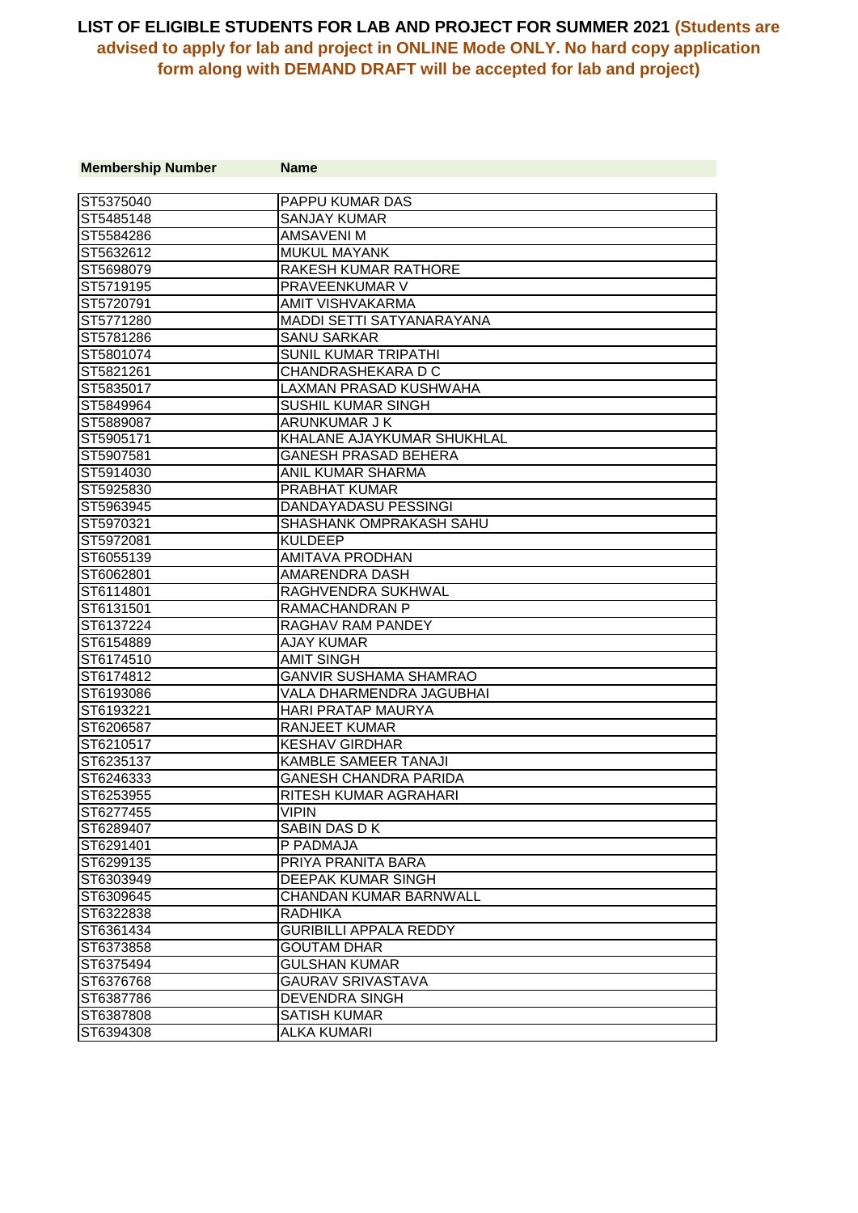**LIST OF ELIGIBLE STUDENTS FOR LAB AND PROJECT FOR SUMMER 2021 (Students are advised to apply for lab and project in ONLINE Mode ONLY. No hard copy application form along with DEMAND DRAFT will be accepted for lab and project)**

| Membership Number | Name |
|---|---|
| ST5375040 | PAPPU KUMAR DAS |
| ST5485148 | SANJAY KUMAR |
| ST5584286 | AMSAVENI M |
| ST5632612 | MUKUL MAYANK |
| ST5698079 | RAKESH KUMAR RATHORE |
| ST5719195 | PRAVEENKUMAR V |
| ST5720791 | AMIT VISHVAKARMA |
| ST5771280 | MADDI SETTI SATYANARAYANA |
| ST5781286 | SANU SARKAR |
| ST5801074 | SUNIL KUMAR TRIPATHI |
| ST5821261 | CHANDRASHEKARA D C |
| ST5835017 | LAXMAN PRASAD KUSHWAHA |
| ST5849964 | SUSHIL KUMAR SINGH |
| ST5889087 | ARUNKUMAR J K |
| ST5905171 | KHALANE AJAYKUMAR SHUKHLAL |
| ST5907581 | GANESH PRASAD BEHERA |
| ST5914030 | ANIL KUMAR SHARMA |
| ST5925830 | PRABHAT KUMAR |
| ST5963945 | DANDAYADASU PESSINGI |
| ST5970321 | SHASHANK OMPRAKASH SAHU |
| ST5972081 | KULDEEP |
| ST6055139 | AMITAVA PRODHAN |
| ST6062801 | AMARENDRA DASH |
| ST6114801 | RAGHVENDRA SUKHWAL |
| ST6131501 | RAMACHANDRAN P |
| ST6137224 | RAGHAV RAM PANDEY |
| ST6154889 | AJAY KUMAR |
| ST6174510 | AMIT SINGH |
| ST6174812 | GANVIR SUSHAMA SHAMRAO |
| ST6193086 | VALA DHARMENDRA JAGUBHAI |
| ST6193221 | HARI PRATAP MAURYA |
| ST6206587 | RANJEET KUMAR |
| ST6210517 | KESHAV GIRDHAR |
| ST6235137 | KAMBLE SAMEER TANAJI |
| ST6246333 | GANESH CHANDRA PARIDA |
| ST6253955 | RITESH KUMAR AGRAHARI |
| ST6277455 | VIPIN |
| ST6289407 | SABIN DAS D K |
| ST6291401 | P PADMAJA |
| ST6299135 | PRIYA PRANITA BARA |
| ST6303949 | DEEPAK KUMAR SINGH |
| ST6309645 | CHANDAN KUMAR BARNWALL |
| ST6322838 | RADHIKA |
| ST6361434 | GURIBILLI APPALA REDDY |
| ST6373858 | GOUTAM DHAR |
| ST6375494 | GULSHAN KUMAR |
| ST6376768 | GAURAV SRIVASTAVA |
| ST6387786 | DEVENDRA SINGH |
| ST6387808 | SATISH KUMAR |
| ST6394308 | ALKA KUMARI |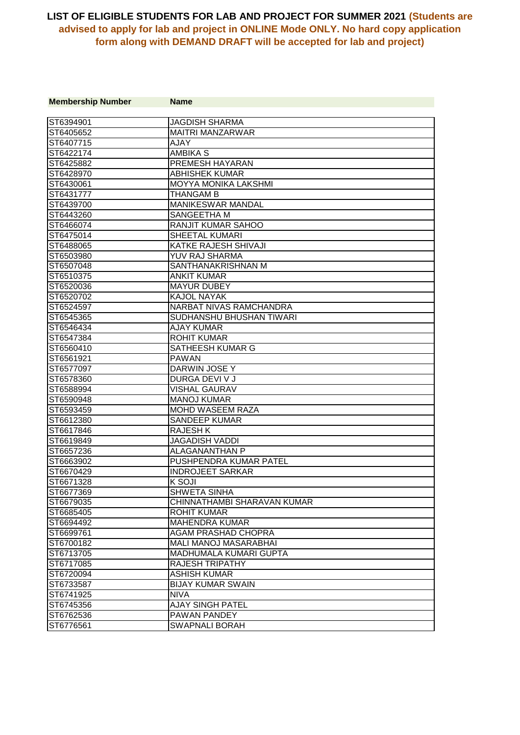## LIST OF ELIGIBLE STUDENTS FOR LAB AND PROJECT FOR SUMMER 2021 (Students are advised to apply for lab and project in ONLINE Mode ONLY. No hard copy application form along with DEMAND DRAFT will be accepted for lab and project)

| Membership Number | Name |
| --- | --- |
| ST6394901 | JAGDISH SHARMA |
| ST6405652 | MAITRI MANZARWAR |
| ST6407715 | AJAY |
| ST6422174 | AMBIKA S |
| ST6425882 | PREMESH HAYARAN |
| ST6428970 | ABHISHEK KUMAR |
| ST6430061 | MOYYA MONIKA LAKSHMI |
| ST6431777 | THANGAM B |
| ST6439700 | MANIKESWAR MANDAL |
| ST6443260 | SANGEETHA M |
| ST6466074 | RANJIT KUMAR SAHOO |
| ST6475014 | SHEETAL KUMARI |
| ST6488065 | KATKE RAJESH SHIVAJI |
| ST6503980 | YUV RAJ SHARMA |
| ST6507048 | SANTHANAKRISHNAN M |
| ST6510375 | ANKIT KUMAR |
| ST6520036 | MAYUR DUBEY |
| ST6520702 | KAJOL NAYAK |
| ST6524597 | NARBAT NIVAS RAMCHANDRA |
| ST6545365 | SUDHANSHU BHUSHAN TIWARI |
| ST6546434 | AJAY KUMAR |
| ST6547384 | ROHIT KUMAR |
| ST6560410 | SATHEESH KUMAR G |
| ST6561921 | PAWAN |
| ST6577097 | DARWIN JOSE Y |
| ST6578360 | DURGA DEVI V J |
| ST6588994 | VISHAL GAURAV |
| ST6590948 | MANOJ KUMAR |
| ST6593459 | MOHD WASEEM RAZA |
| ST6612380 | SANDEEP KUMAR |
| ST6617846 | RAJESH K |
| ST6619849 | JAGADISH VADDI |
| ST6657236 | ALAGANANTHAN P |
| ST6663902 | PUSHPENDRA KUMAR PATEL |
| ST6670429 | INDROJEET SARKAR |
| ST6671328 | K SOJI |
| ST6677369 | SHWETA SINHA |
| ST6679035 | CHINNATHAMBI SHARAVAN KUMAR |
| ST6685405 | ROHIT KUMAR |
| ST6694492 | MAHENDRA KUMAR |
| ST6699761 | AGAM PRASHAD CHOPRA |
| ST6700182 | MALI MANOJ MASARABHAI |
| ST6713705 | MADHUMALA KUMARI GUPTA |
| ST6717085 | RAJESH TRIPATHY |
| ST6720094 | ASHISH KUMAR |
| ST6733587 | BIJAY KUMAR SWAIN |
| ST6741925 | NIVA |
| ST6745356 | AJAY SINGH PATEL |
| ST6762536 | PAWAN PANDEY |
| ST6776561 | SWAPNALI BORAH |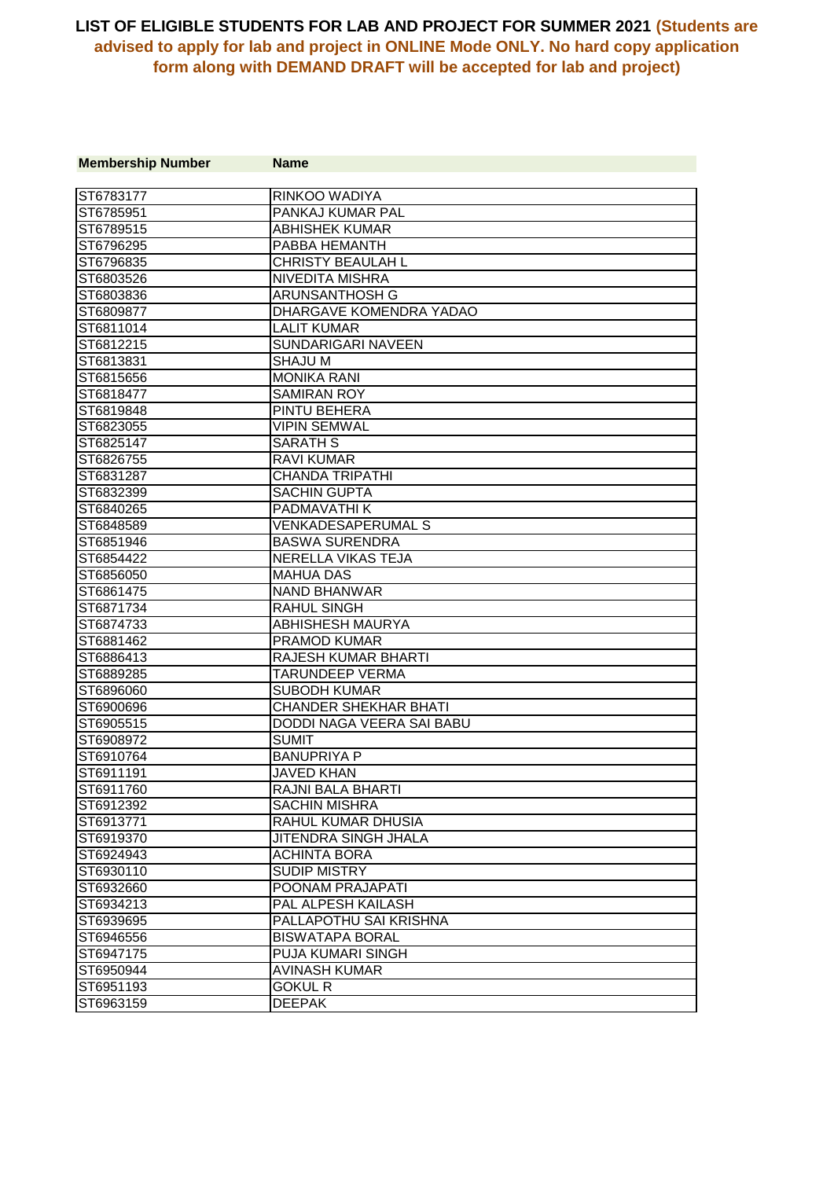# LIST OF ELIGIBLE STUDENTS FOR LAB AND PROJECT FOR SUMMER 2021 (Students are advised to apply for lab and project in ONLINE Mode ONLY. No hard copy application form along with DEMAND DRAFT will be accepted for lab and project)

| Membership Number | Name |
|---|---|
| ST6783177 | RINKOO WADIYA |
| ST6785951 | PANKAJ KUMAR PAL |
| ST6789515 | ABHISHEK KUMAR |
| ST6796295 | PABBA HEMANTH |
| ST6796835 | CHRISTY BEAULAH L |
| ST6803526 | NIVEDITA MISHRA |
| ST6803836 | ARUNSANTHOSH G |
| ST6809877 | DHARGAVE KOMENDRA YADAO |
| ST6811014 | LALIT KUMAR |
| ST6812215 | SUNDARIGARI NAVEEN |
| ST6813831 | SHAJU M |
| ST6815656 | MONIKA RANI |
| ST6818477 | SAMIRAN ROY |
| ST6819848 | PINTU BEHERA |
| ST6823055 | VIPIN SEMWAL |
| ST6825147 | SARATH S |
| ST6826755 | RAVI KUMAR |
| ST6831287 | CHANDA TRIPATHI |
| ST6832399 | SACHIN GUPTA |
| ST6840265 | PADMAVATHI K |
| ST6848589 | VENKADESAPERUMAL S |
| ST6851946 | BASWA SURENDRA |
| ST6854422 | NERELLA VIKAS TEJA |
| ST6856050 | MAHUA DAS |
| ST6861475 | NAND BHANWAR |
| ST6871734 | RAHUL SINGH |
| ST6874733 | ABHISHESH MAURYA |
| ST6881462 | PRAMOD KUMAR |
| ST6886413 | RAJESH KUMAR BHARTI |
| ST6889285 | TARUNDEEP VERMA |
| ST6896060 | SUBODH KUMAR |
| ST6900696 | CHANDER SHEKHAR BHATI |
| ST6905515 | DODDI NAGA VEERA SAI BABU |
| ST6908972 | SUMIT |
| ST6910764 | BANUPRIYA P |
| ST6911191 | JAVED KHAN |
| ST6911760 | RAJNI BALA BHARTI |
| ST6912392 | SACHIN MISHRA |
| ST6913771 | RAHUL KUMAR DHUSIA |
| ST6919370 | JITENDRA SINGH JHALA |
| ST6924943 | ACHINTA BORA |
| ST6930110 | SUDIP MISTRY |
| ST6932660 | POONAM PRAJAPATI |
| ST6934213 | PAL ALPESH KAILASH |
| ST6939695 | PALLAPOTHU SAI KRISHNA |
| ST6946556 | BISWATAPA BORAL |
| ST6947175 | PUJA KUMARI SINGH |
| ST6950944 | AVINASH KUMAR |
| ST6951193 | GOKUL R |
| ST6963159 | DEEPAK |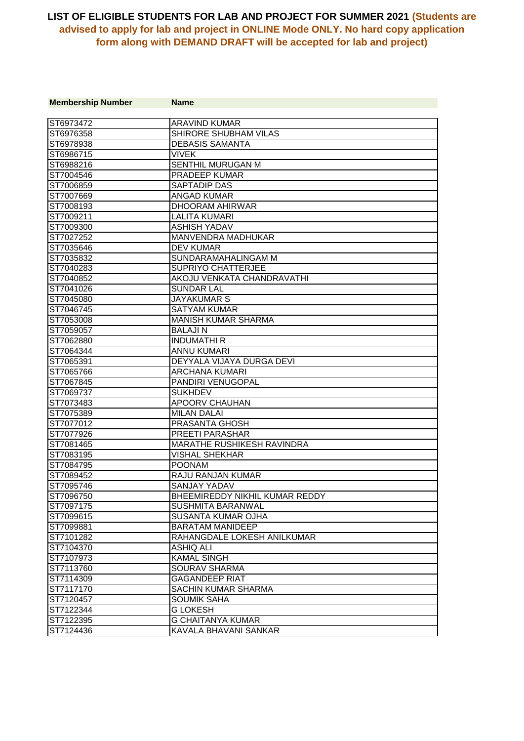**LIST OF ELIGIBLE STUDENTS FOR LAB AND PROJECT FOR SUMMER 2021 (Students are advised to apply for lab and project in ONLINE Mode ONLY. No hard copy application form along with DEMAND DRAFT will be accepted for lab and project)**

| Membership Number | Name |
|---|---|
| ST6973472 | ARAVIND KUMAR |
| ST6976358 | SHIRORE SHUBHAM VILAS |
| ST6978938 | DEBASIS SAMANTA |
| ST6986715 | VIVEK |
| ST6988216 | SENTHIL MURUGAN M |
| ST7004546 | PRADEEP KUMAR |
| ST7006859 | SAPTADIP DAS |
| ST7007669 | ANGAD KUMAR |
| ST7008193 | DHOORAM AHIRWAR |
| ST7009211 | LALITA KUMARI |
| ST7009300 | ASHISH YADAV |
| ST7027252 | MANVENDRA MADHUKAR |
| ST7035646 | DEV KUMAR |
| ST7035832 | SUNDARAMAHALINGAM M |
| ST7040283 | SUPRIYO CHATTERJEE |
| ST7040852 | AKOJU VENKATA CHANDRAVATHI |
| ST7041026 | SUNDAR LAL |
| ST7045080 | JAYAKUMAR S |
| ST7046745 | SATYAM KUMAR |
| ST7053008 | MANISH KUMAR SHARMA |
| ST7059057 | BALAJI N |
| ST7062880 | INDUMATHI R |
| ST7064344 | ANNU KUMARI |
| ST7065391 | DEYYALA VIJAYA DURGA DEVI |
| ST7065766 | ARCHANA KUMARI |
| ST7067845 | PANDIRI VENUGOPAL |
| ST7069737 | SUKHDEV |
| ST7073483 | APOORV CHAUHAN |
| ST7075389 | MILAN DALAI |
| ST7077012 | PRASANTA GHOSH |
| ST7077926 | PREETI PARASHAR |
| ST7081465 | MARATHE RUSHIKESH RAVINDRA |
| ST7083195 | VISHAL SHEKHAR |
| ST7084795 | POONAM |
| ST7089452 | RAJU RANJAN KUMAR |
| ST7095746 | SANJAY YADAV |
| ST7096750 | BHEEMIREDDY NIKHIL KUMAR REDDY |
| ST7097175 | SUSHMITA BARANWAL |
| ST7099615 | SUSANTA KUMAR OJHA |
| ST7099881 | BARATAM MANIDEEP |
| ST7101282 | RAHANGDALE LOKESH ANILKUMAR |
| ST7104370 | ASHIQ ALI |
| ST7107973 | KAMAL SINGH |
| ST7113760 | SOURAV SHARMA |
| ST7114309 | GAGANDEEP RIAT |
| ST7117170 | SACHIN KUMAR SHARMA |
| ST7120457 | SOUMIK SAHA |
| ST7122344 | G LOKESH |
| ST7122395 | G CHAITANYA KUMAR |
| ST7124436 | KAVALA BHAVANI SANKAR |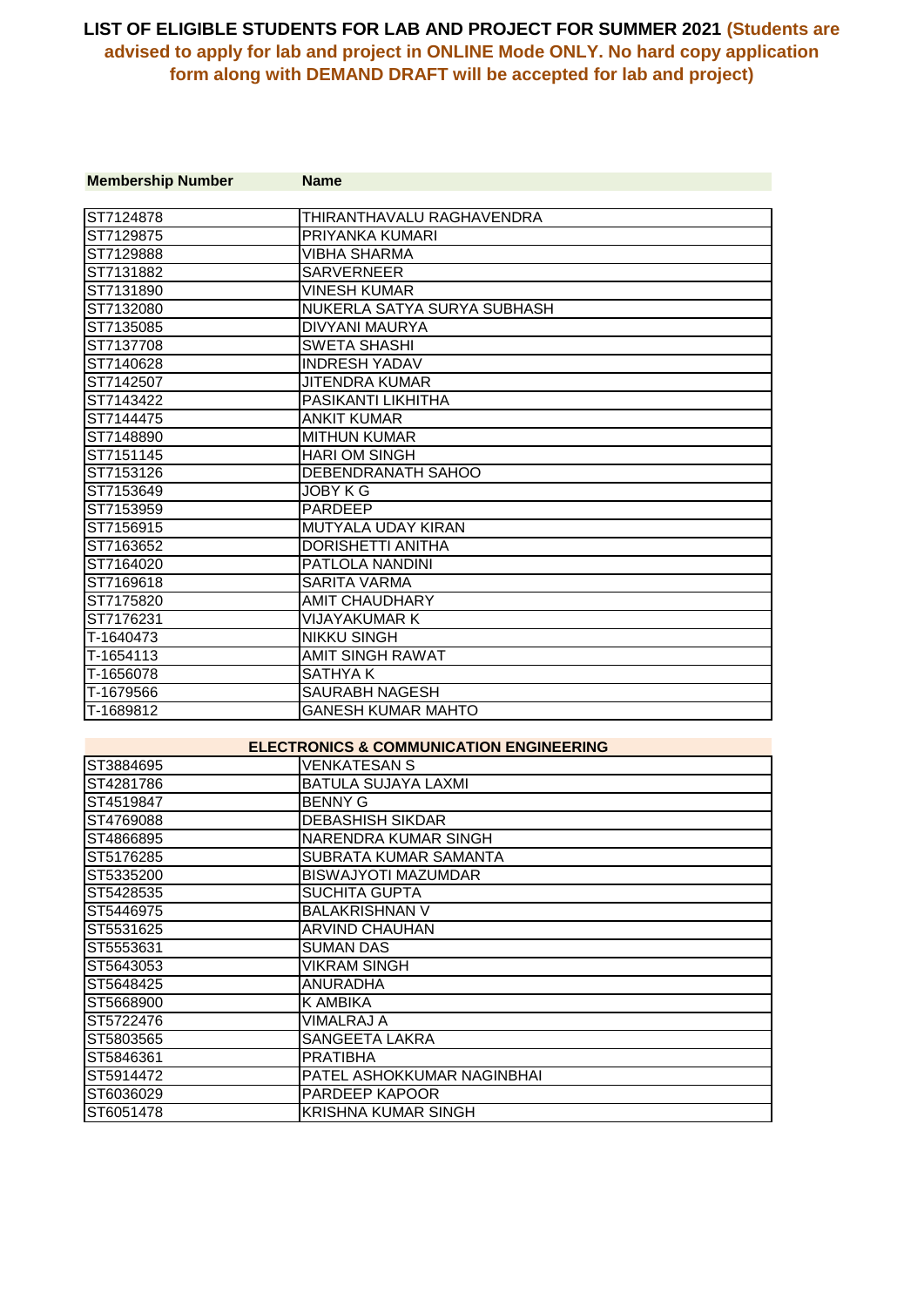**LIST OF ELIGIBLE STUDENTS FOR LAB AND PROJECT FOR SUMMER 2021 (Students are advised to apply for lab and project in ONLINE Mode ONLY. No hard copy application form along with DEMAND DRAFT will be accepted for lab and project)**

| Membership Number | Name |
|---|---|
| ST7124878 | THIRANTHAVALU RAGHAVENDRA |
| ST7129875 | PRIYANKA KUMARI |
| ST7129888 | VIBHA SHARMA |
| ST7131882 | SARVERNEER |
| ST7131890 | VINESH KUMAR |
| ST7132080 | NUKERLA SATYA SURYA SUBHASH |
| ST7135085 | DIVYANI MAURYA |
| ST7137708 | SWETA SHASHI |
| ST7140628 | INDRESH YADAV |
| ST7142507 | JITENDRA KUMAR |
| ST7143422 | PASIKANTI LIKHITHA |
| ST7144475 | ANKIT KUMAR |
| ST7148890 | MITHUN KUMAR |
| ST7151145 | HARI OM SINGH |
| ST7153126 | DEBENDRANATH SAHOO |
| ST7153649 | JOBY K G |
| ST7153959 | PARDEEP |
| ST7156915 | MUTYALA UDAY KIRAN |
| ST7163652 | DORISHETTI ANITHA |
| ST7164020 | PATLOLA NANDINI |
| ST7169618 | SARITA VARMA |
| ST7175820 | AMIT CHAUDHARY |
| ST7176231 | VIJAYAKUMAR K |
| T-1640473 | NIKKU SINGH |
| T-1654113 | AMIT SINGH RAWAT |
| T-1656078 | SATHYA K |
| T-1679566 | SAURABH NAGESH |
| T-1689812 | GANESH KUMAR MAHTO |

**ELECTRONICS & COMMUNICATION ENGINEERING**

| Membership Number | Name |
|---|---|
| ST3884695 | VENKATESAN S |
| ST4281786 | BATULA SUJAYA LAXMI |
| ST4519847 | BENNY G |
| ST4769088 | DEBASHISH SIKDAR |
| ST4866895 | NARENDRA KUMAR SINGH |
| ST5176285 | SUBRATA KUMAR SAMANTA |
| ST5335200 | BISWAJYOTI MAZUMDAR |
| ST5428535 | SUCHITA GUPTA |
| ST5446975 | BALAKRISHNAN V |
| ST5531625 | ARVIND CHAUHAN |
| ST5553631 | SUMAN DAS |
| ST5643053 | VIKRAM SINGH |
| ST5648425 | ANURADHA |
| ST5668900 | K AMBIKA |
| ST5722476 | VIMALRAJ A |
| ST5803565 | SANGEETA LAKRA |
| ST5846361 | PRATIBHA |
| ST5914472 | PATEL ASHOKKUMAR NAGINBHAI |
| ST6036029 | PARDEEP KAPOOR |
| ST6051478 | KRISHNA KUMAR SINGH |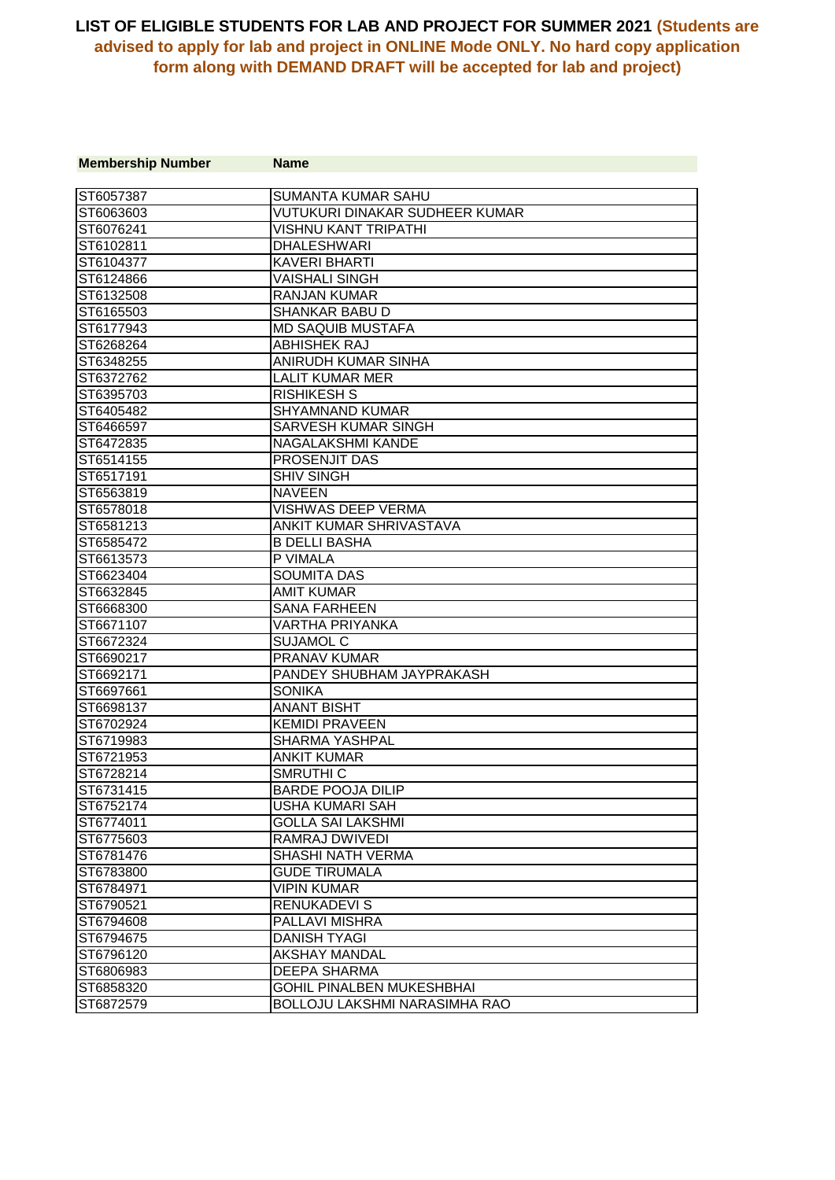**LIST OF ELIGIBLE STUDENTS FOR LAB AND PROJECT FOR SUMMER 2021 (Students are advised to apply for lab and project in ONLINE Mode ONLY. No hard copy application form along with DEMAND DRAFT will be accepted for lab and project)**

| Membership Number | Name |
|---|---|
| ST6057387 | SUMANTA KUMAR SAHU |
| ST6063603 | VUTUKURI DINAKAR SUDHEER KUMAR |
| ST6076241 | VISHNU KANT TRIPATHI |
| ST6102811 | DHALESHWARI |
| ST6104377 | KAVERI BHARTI |
| ST6124866 | VAISHALI SINGH |
| ST6132508 | RANJAN KUMAR |
| ST6165503 | SHANKAR BABU D |
| ST6177943 | MD SAQUIB MUSTAFA |
| ST6268264 | ABHISHEK RAJ |
| ST6348255 | ANIRUDH KUMAR SINHA |
| ST6372762 | LALIT KUMAR MER |
| ST6395703 | RISHIKESH S |
| ST6405482 | SHYAMNAND KUMAR |
| ST6466597 | SARVESH KUMAR SINGH |
| ST6472835 | NAGALAKSHMI KANDE |
| ST6514155 | PROSENJIT DAS |
| ST6517191 | SHIV SINGH |
| ST6563819 | NAVEEN |
| ST6578018 | VISHWAS DEEP VERMA |
| ST6581213 | ANKIT KUMAR SHRIVASTAVA |
| ST6585472 | B DELLI BASHA |
| ST6613573 | P VIMALA |
| ST6623404 | SOUMITA DAS |
| ST6632845 | AMIT KUMAR |
| ST6668300 | SANA FARHEEN |
| ST6671107 | VARTHA PRIYANKA |
| ST6672324 | SUJAMOL C |
| ST6690217 | PRANAV KUMAR |
| ST6692171 | PANDEY SHUBHAM JAYPRAKASH |
| ST6697661 | SONIKA |
| ST6698137 | ANANT BISHT |
| ST6702924 | KEMIDI PRAVEEN |
| ST6719983 | SHARMA YASHPAL |
| ST6721953 | ANKIT KUMAR |
| ST6728214 | SMRUTHI C |
| ST6731415 | BARDE POOJA DILIP |
| ST6752174 | USHA KUMARI SAH |
| ST6774011 | GOLLA SAI LAKSHMI |
| ST6775603 | RAMRAJ DWIVEDI |
| ST6781476 | SHASHI NATH VERMA |
| ST6783800 | GUDE TIRUMALA |
| ST6784971 | VIPIN KUMAR |
| ST6790521 | RENUKADEVI S |
| ST6794608 | PALLAVI MISHRA |
| ST6794675 | DANISH TYAGI |
| ST6796120 | AKSHAY MANDAL |
| ST6806983 | DEEPA SHARMA |
| ST6858320 | GOHIL PINALBEN MUKESHBHAI |
| ST6872579 | BOLLOJU LAKSHMI NARASIMHA RAO |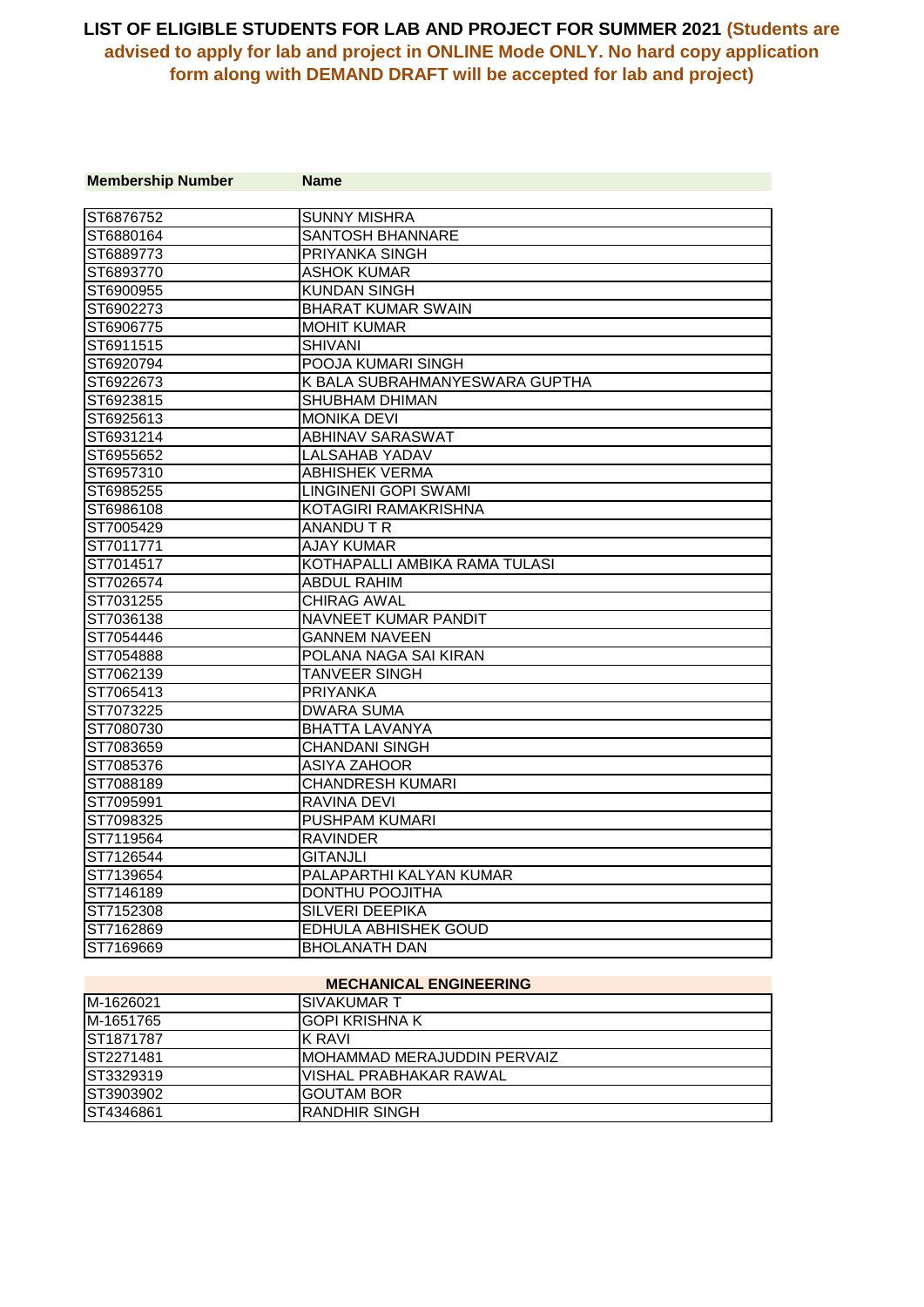**LIST OF ELIGIBLE STUDENTS FOR LAB AND PROJECT FOR SUMMER 2021 (Students are advised to apply for lab and project in ONLINE Mode ONLY. No hard copy application form along with DEMAND DRAFT will be accepted for lab and project)**

| Membership Number | Name |
|---|---|
| ST6876752 | SUNNY MISHRA |
| ST6880164 | SANTOSH BHANNARE |
| ST6889773 | PRIYANKA SINGH |
| ST6893770 | ASHOK KUMAR |
| ST6900955 | KUNDAN SINGH |
| ST6902273 | BHARAT KUMAR SWAIN |
| ST6906775 | MOHIT KUMAR |
| ST6911515 | SHIVANI |
| ST6920794 | POOJA KUMARI SINGH |
| ST6922673 | K BALA SUBRAHMANYESWARA GUPTHA |
| ST6923815 | SHUBHAM DHIMAN |
| ST6925613 | MONIKA DEVI |
| ST6931214 | ABHINAV SARASWAT |
| ST6955652 | LALSAHAB YADAV |
| ST6957310 | ABHISHEK VERMA |
| ST6985255 | LINGINENI GOPI SWAMI |
| ST6986108 | KOTAGIRI RAMAKRISHNA |
| ST7005429 | ANANDU T R |
| ST7011771 | AJAY KUMAR |
| ST7014517 | KOTHAPALLI AMBIKA RAMA TULASI |
| ST7026574 | ABDUL RAHIM |
| ST7031255 | CHIRAG AWAL |
| ST7036138 | NAVNEET KUMAR PANDIT |
| ST7054446 | GANNEM NAVEEN |
| ST7054888 | POLANA NAGA SAI KIRAN |
| ST7062139 | TANVEER SINGH |
| ST7065413 | PRIYANKA |
| ST7073225 | DWARA SUMA |
| ST7080730 | BHATTA LAVANYA |
| ST7083659 | CHANDANI SINGH |
| ST7085376 | ASIYA ZAHOOR |
| ST7088189 | CHANDRESH KUMARI |
| ST7095991 | RAVINA DEVI |
| ST7098325 | PUSHPAM KUMARI |
| ST7119564 | RAVINDER |
| ST7126544 | GITANJLI |
| ST7139654 | PALAPARTHI KALYAN KUMAR |
| ST7146189 | DONTHU POOJITHA |
| ST7152308 | SILVERI DEEPIKA |
| ST7162869 | EDHULA ABHISHEK GOUD |
| ST7169669 | BHOLANATH DAN |

**MECHANICAL ENGINEERING**

| Membership Number | Name |
|---|---|
| M-1626021 | SIVAKUMAR T |
| M-1651765 | GOPI KRISHNA K |
| ST1871787 | K RAVI |
| ST2271481 | MOHAMMAD MERAJUDDIN PERVAIZ |
| ST3329319 | VISHAL PRABHAKAR RAWAL |
| ST3903902 | GOUTAM BOR |
| ST4346861 | RANDHIR SINGH |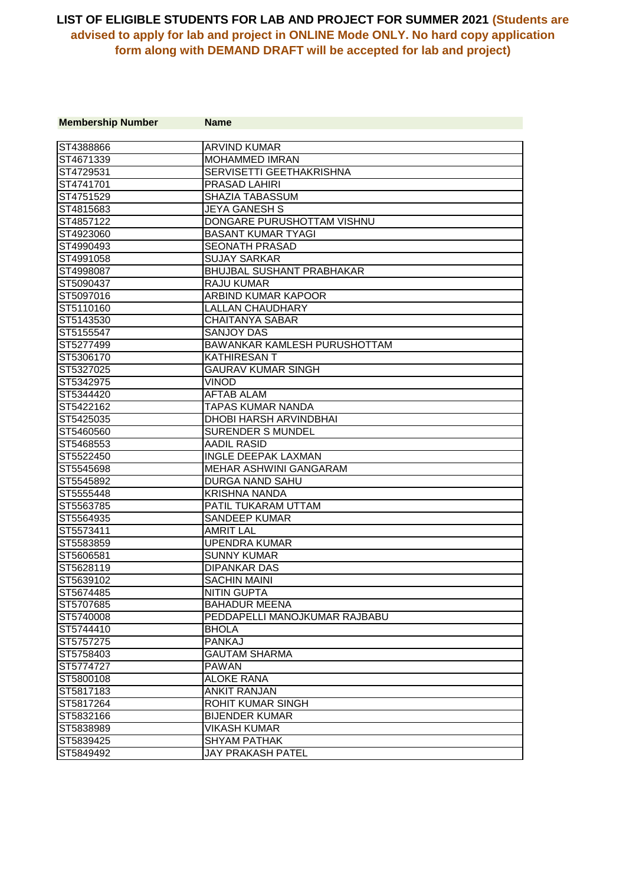**LIST OF ELIGIBLE STUDENTS FOR LAB AND PROJECT FOR SUMMER 2021 (Students are advised to apply for lab and project in ONLINE Mode ONLY. No hard copy application form along with DEMAND DRAFT will be accepted for lab and project)**

| Membership Number | Name |
|---|---|
| ST4388866 | ARVIND KUMAR |
| ST4671339 | MOHAMMED IMRAN |
| ST4729531 | SERVISETTI GEETHAKRISHNA |
| ST4741701 | PRASAD LAHIRI |
| ST4751529 | SHAZIA TABASSUM |
| ST4815683 | JEYA GANESH S |
| ST4857122 | DONGARE PURUSHOTTAM VISHNU |
| ST4923060 | BASANT KUMAR TYAGI |
| ST4990493 | SEONATH PRASAD |
| ST4991058 | SUJAY SARKAR |
| ST4998087 | BHUJBAL SUSHANT PRABHAKAR |
| ST5090437 | RAJU KUMAR |
| ST5097016 | ARBIND KUMAR KAPOOR |
| ST5110160 | LALLAN CHAUDHARY |
| ST5143530 | CHAITANYA SABAR |
| ST5155547 | SANJOY DAS |
| ST5277499 | BAWANKAR KAMLESH PURUSHOTTAM |
| ST5306170 | KATHIRESAN T |
| ST5327025 | GAURAV KUMAR SINGH |
| ST5342975 | VINOD |
| ST5344420 | AFTAB ALAM |
| ST5422162 | TAPAS KUMAR NANDA |
| ST5425035 | DHOBI HARSH ARVINDBHAI |
| ST5460560 | SURENDER S MUNDEL |
| ST5468553 | AADIL RASID |
| ST5522450 | INGLE DEEPAK LAXMAN |
| ST5545698 | MEHAR ASHWINI GANGARAM |
| ST5545892 | DURGA NAND SAHU |
| ST5555448 | KRISHNA NANDA |
| ST5563785 | PATIL TUKARAM UTTAM |
| ST5564935 | SANDEEP KUMAR |
| ST5573411 | AMRIT LAL |
| ST5583859 | UPENDRA KUMAR |
| ST5606581 | SUNNY KUMAR |
| ST5628119 | DIPANKAR DAS |
| ST5639102 | SACHIN MAINI |
| ST5674485 | NITIN GUPTA |
| ST5707685 | BAHADUR MEENA |
| ST5740008 | PEDDAPELLI MANOJKUMAR RAJBABU |
| ST5744410 | BHOLA |
| ST5757275 | PANKAJ |
| ST5758403 | GAUTAM SHARMA |
| ST5774727 | PAWAN |
| ST5800108 | ALOKE RANA |
| ST5817183 | ANKIT RANJAN |
| ST5817264 | ROHIT KUMAR SINGH |
| ST5832166 | BIJENDER KUMAR |
| ST5838989 | VIKASH KUMAR |
| ST5839425 | SHYAM PATHAK |
| ST5849492 | JAY PRAKASH PATEL |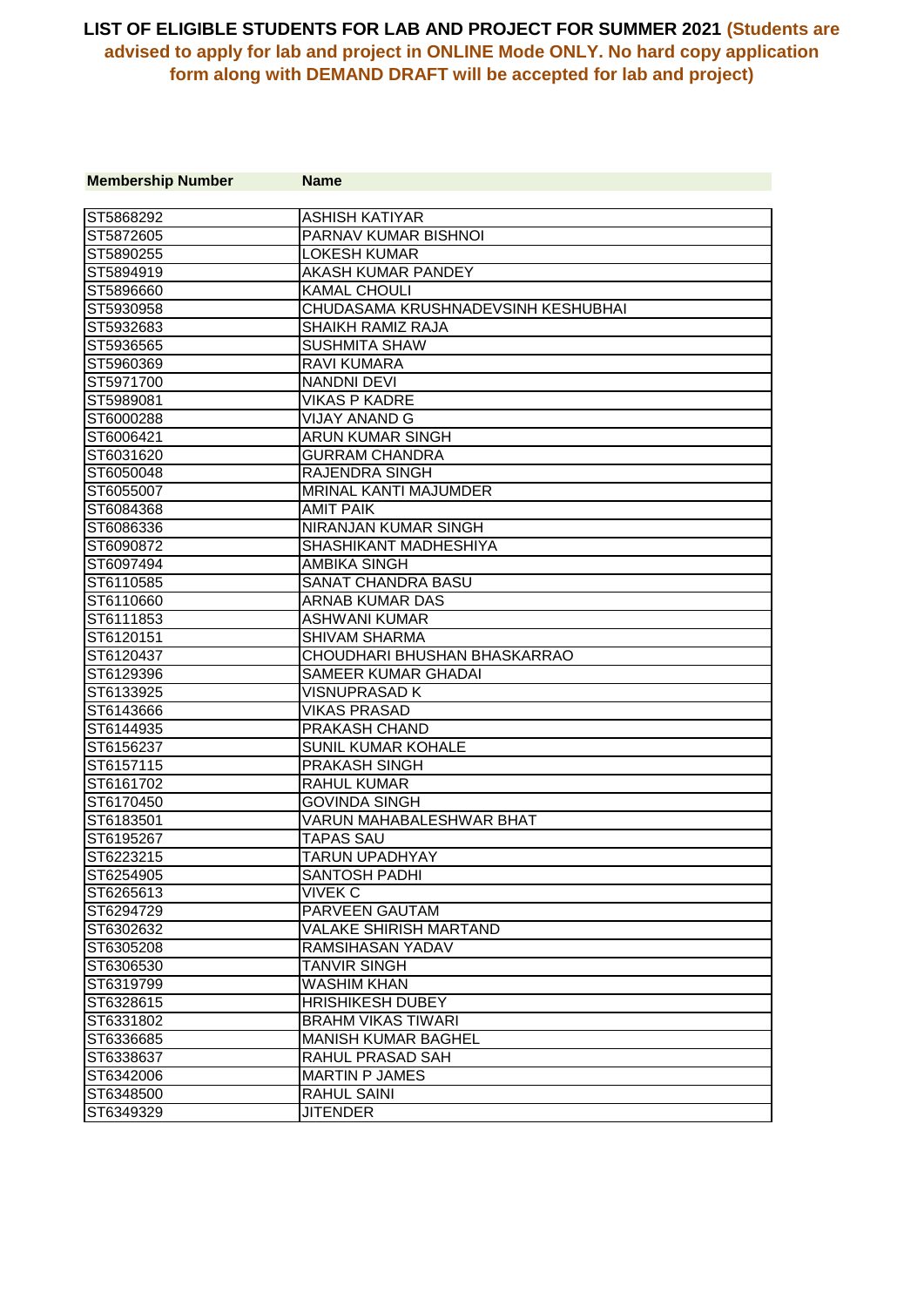# LIST OF ELIGIBLE STUDENTS FOR LAB AND PROJECT FOR SUMMER 2021 (Students are advised to apply for lab and project in ONLINE Mode ONLY. No hard copy application form along with DEMAND DRAFT will be accepted for lab and project)

| Membership Number | Name |
|---|---|
| ST5868292 | ASHISH KATIYAR |
| ST5872605 | PARNAV KUMAR BISHNOI |
| ST5890255 | LOKESH KUMAR |
| ST5894919 | AKASH KUMAR PANDEY |
| ST5896660 | KAMAL CHOULI |
| ST5930958 | CHUDASAMA KRUSHNADEVSINH KESHUBHAI |
| ST5932683 | SHAIKH RAMIZ RAJA |
| ST5936565 | SUSHMITA SHAW |
| ST5960369 | RAVI KUMARA |
| ST5971700 | NANDNI DEVI |
| ST5989081 | VIKAS P KADRE |
| ST6000288 | VIJAY ANAND G |
| ST6006421 | ARUN KUMAR SINGH |
| ST6031620 | GURRAM CHANDRA |
| ST6050048 | RAJENDRA SINGH |
| ST6055007 | MRINAL KANTI MAJUMDER |
| ST6084368 | AMIT PAIK |
| ST6086336 | NIRANJAN KUMAR SINGH |
| ST6090872 | SHASHIKANT MADHESHIYA |
| ST6097494 | AMBIKA SINGH |
| ST6110585 | SANAT CHANDRA BASU |
| ST6110660 | ARNAB KUMAR DAS |
| ST6111853 | ASHWANI KUMAR |
| ST6120151 | SHIVAM SHARMA |
| ST6120437 | CHOUDHARI BHUSHAN BHASKARRAO |
| ST6129396 | SAMEER KUMAR GHADAI |
| ST6133925 | VISNUPRASAD K |
| ST6143666 | VIKAS PRASAD |
| ST6144935 | PRAKASH CHAND |
| ST6156237 | SUNIL KUMAR KOHALE |
| ST6157115 | PRAKASH SINGH |
| ST6161702 | RAHUL KUMAR |
| ST6170450 | GOVINDA SINGH |
| ST6183501 | VARUN MAHABALESHWAR BHAT |
| ST6195267 | TAPAS SAU |
| ST6223215 | TARUN UPADHYAY |
| ST6254905 | SANTOSH PADHI |
| ST6265613 | VIVEK C |
| ST6294729 | PARVEEN GAUTAM |
| ST6302632 | VALAKE SHIRISH MARTAND |
| ST6305208 | RAMSIHASAN YADAV |
| ST6306530 | TANVIR SINGH |
| ST6319799 | WASHIM KHAN |
| ST6328615 | HRISHIKESH DUBEY |
| ST6331802 | BRAHM VIKAS TIWARI |
| ST6336685 | MANISH KUMAR BAGHEL |
| ST6338637 | RAHUL PRASAD SAH |
| ST6342006 | MARTIN P JAMES |
| ST6348500 | RAHUL SAINI |
| ST6349329 | JITENDER |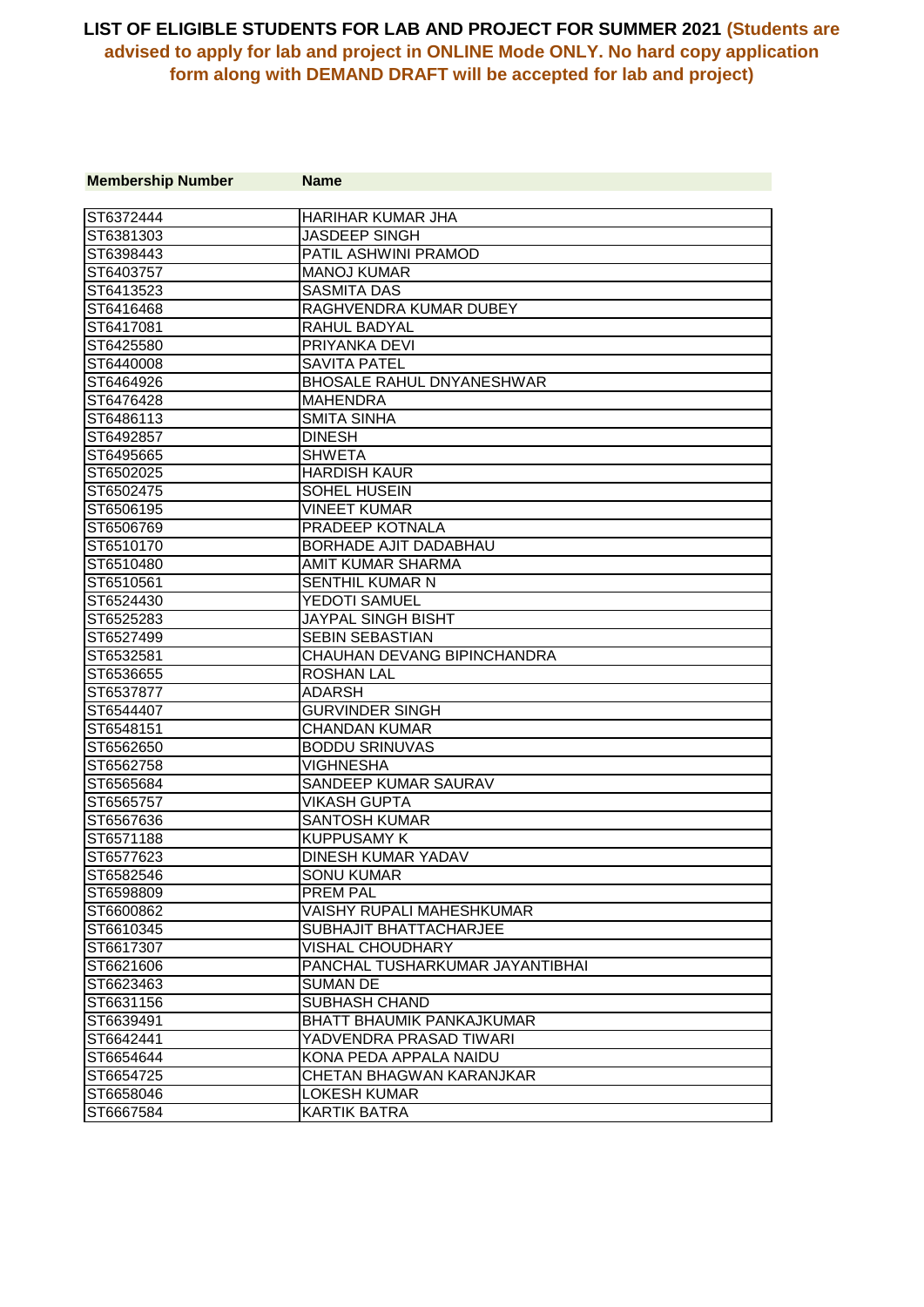# LIST OF ELIGIBLE STUDENTS FOR LAB AND PROJECT FOR SUMMER 2021 (Students are advised to apply for lab and project in ONLINE Mode ONLY. No hard copy application form along with DEMAND DRAFT will be accepted for lab and project)

| Membership Number | Name |
|---|---|
| ST6372444 | HARIHAR KUMAR JHA |
| ST6381303 | JASDEEP SINGH |
| ST6398443 | PATIL ASHWINI PRAMOD |
| ST6403757 | MANOJ KUMAR |
| ST6413523 | SASMITA DAS |
| ST6416468 | RAGHVENDRA KUMAR DUBEY |
| ST6417081 | RAHUL BADYAL |
| ST6425580 | PRIYANKA DEVI |
| ST6440008 | SAVITA PATEL |
| ST6464926 | BHOSALE RAHUL DNYANESHWAR |
| ST6476428 | MAHENDRA |
| ST6486113 | SMITA SINHA |
| ST6492857 | DINESH |
| ST6495665 | SHWETA |
| ST6502025 | HARDISH KAUR |
| ST6502475 | SOHEL HUSEIN |
| ST6506195 | VINEET KUMAR |
| ST6506769 | PRADEEP KOTNALA |
| ST6510170 | BORHADE AJIT DADABHAU |
| ST6510480 | AMIT KUMAR SHARMA |
| ST6510561 | SENTHIL KUMAR N |
| ST6524430 | YEDOTI SAMUEL |
| ST6525283 | JAYPAL SINGH BISHT |
| ST6527499 | SEBIN SEBASTIAN |
| ST6532581 | CHAUHAN DEVANG BIPINCHANDRA |
| ST6536655 | ROSHAN LAL |
| ST6537877 | ADARSH |
| ST6544407 | GURVINDER SINGH |
| ST6548151 | CHANDAN KUMAR |
| ST6562650 | BODDU SRINUVAS |
| ST6562758 | VIGHNESHA |
| ST6565684 | SANDEEP KUMAR SAURAV |
| ST6565757 | VIKASH GUPTA |
| ST6567636 | SANTOSH KUMAR |
| ST6571188 | KUPPUSAMY K |
| ST6577623 | DINESH KUMAR YADAV |
| ST6582546 | SONU KUMAR |
| ST6598809 | PREM PAL |
| ST6600862 | VAISHY RUPALI MAHESHKUMAR |
| ST6610345 | SUBHAJIT BHATTACHARJEE |
| ST6617307 | VISHAL CHOUDHARY |
| ST6621606 | PANCHAL TUSHARKUMAR JAYANTIBHAI |
| ST6623463 | SUMAN DE |
| ST6631156 | SUBHASH CHAND |
| ST6639491 | BHATT BHAUMIK PANKAJKUMAR |
| ST6642441 | YADVENDRA PRASAD TIWARI |
| ST6654644 | KONA PEDA APPALA NAIDU |
| ST6654725 | CHETAN BHAGWAN KARANJKAR |
| ST6658046 | LOKESH KUMAR |
| ST6667584 | KARTIK BATRA |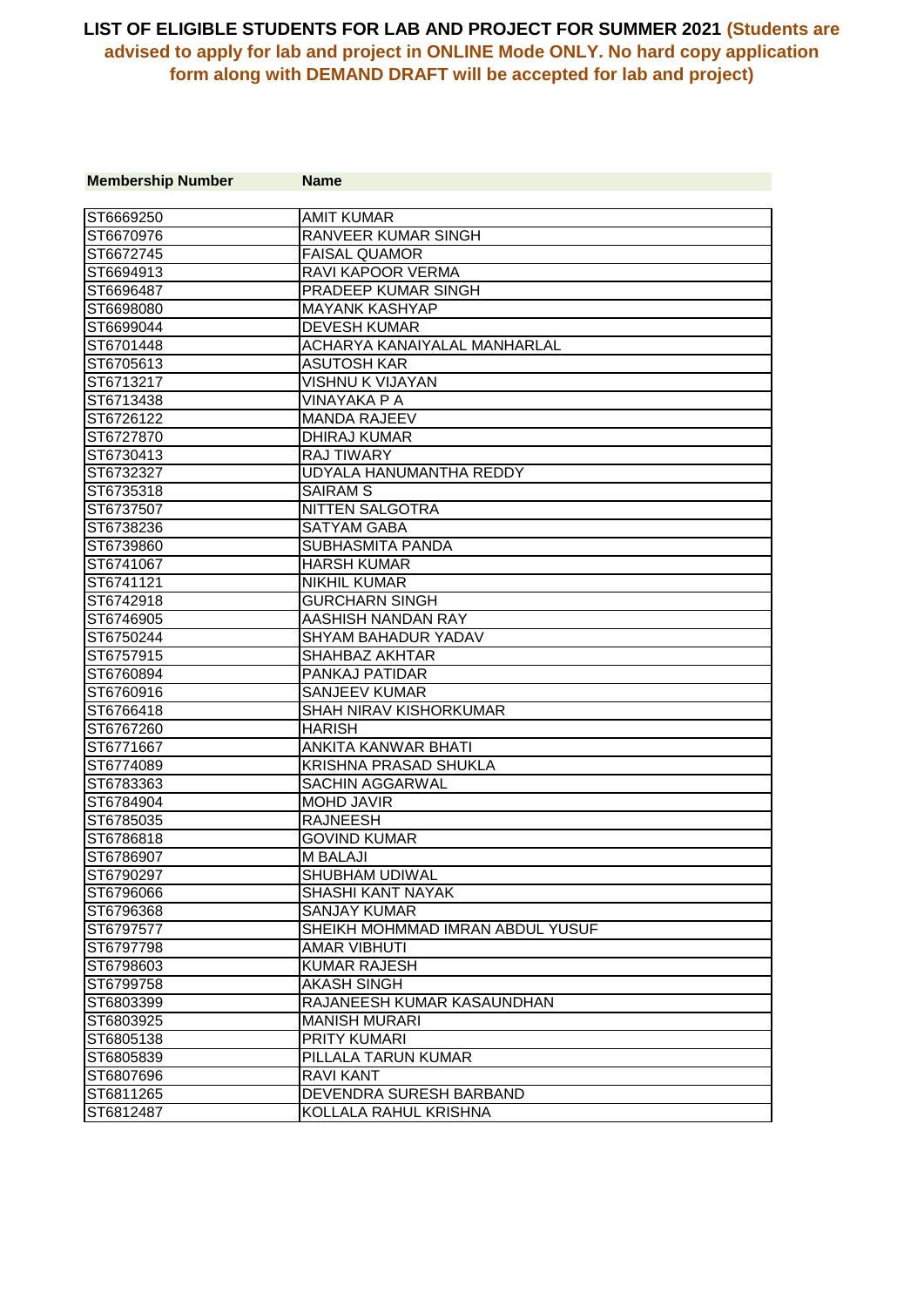## LIST OF ELIGIBLE STUDENTS FOR LAB AND PROJECT FOR SUMMER 2021 (Students are advised to apply for lab and project in ONLINE Mode ONLY. No hard copy application form along with DEMAND DRAFT will be accepted for lab and project)

| Membership Number | Name |
|---|---|
| ST6669250 | AMIT KUMAR |
| ST6670976 | RANVEER KUMAR SINGH |
| ST6672745 | FAISAL QUAMOR |
| ST6694913 | RAVI KAPOOR VERMA |
| ST6696487 | PRADEEP KUMAR SINGH |
| ST6698080 | MAYANK KASHYAP |
| ST6699044 | DEVESH KUMAR |
| ST6701448 | ACHARYA KANAIYALAL MANHARLAL |
| ST6705613 | ASUTOSH KAR |
| ST6713217 | VISHNU K VIJAYAN |
| ST6713438 | VINAYAKA P A |
| ST6726122 | MANDA RAJEEV |
| ST6727870 | DHIRAJ KUMAR |
| ST6730413 | RAJ TIWARY |
| ST6732327 | UDYALA HANUMANTHA REDDY |
| ST6735318 | SAIRAM S |
| ST6737507 | NITTEN SALGOTRA |
| ST6738236 | SATYAM GABA |
| ST6739860 | SUBHASMITA PANDA |
| ST6741067 | HARSH KUMAR |
| ST6741121 | NIKHIL KUMAR |
| ST6742918 | GURCHARN SINGH |
| ST6746905 | AASHISH NANDAN RAY |
| ST6750244 | SHYAM BAHADUR YADAV |
| ST6757915 | SHAHBAZ AKHTAR |
| ST6760894 | PANKAJ PATIDAR |
| ST6760916 | SANJEEV KUMAR |
| ST6766418 | SHAH NIRAV KISHORKUMAR |
| ST6767260 | HARISH |
| ST6771667 | ANKITA KANWAR BHATI |
| ST6774089 | KRISHNA PRASAD SHUKLA |
| ST6783363 | SACHIN AGGARWAL |
| ST6784904 | MOHD JAVIR |
| ST6785035 | RAJNEESH |
| ST6786818 | GOVIND KUMAR |
| ST6786907 | M BALAJI |
| ST6790297 | SHUBHAM UDIWAL |
| ST6796066 | SHASHI KANT NAYAK |
| ST6796368 | SANJAY KUMAR |
| ST6797577 | SHEIKH MOHMMAD IMRAN ABDUL YUSUF |
| ST6797798 | AMAR VIBHUTI |
| ST6798603 | KUMAR RAJESH |
| ST6799758 | AKASH SINGH |
| ST6803399 | RAJANEESH KUMAR KASAUNDHAN |
| ST6803925 | MANISH MURARI |
| ST6805138 | PRITY KUMARI |
| ST6805839 | PILLALA TARUN KUMAR |
| ST6807696 | RAVI KANT |
| ST6811265 | DEVENDRA SURESH BARBAND |
| ST6812487 | KOLLALA RAHUL KRISHNA |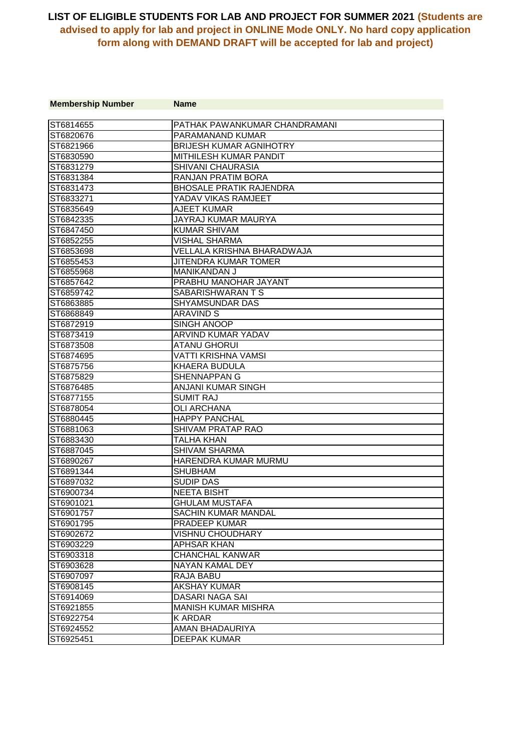**LIST OF ELIGIBLE STUDENTS FOR LAB AND PROJECT FOR SUMMER 2021 (Students are advised to apply for lab and project in ONLINE Mode ONLY. No hard copy application form along with DEMAND DRAFT will be accepted for lab and project)**

| Membership Number | Name |
|---|---|
| ST6814655 | PATHAK PAWANKUMAR CHANDRAMANI |
| ST6820676 | PARAMANAND KUMAR |
| ST6821966 | BRIJESH KUMAR AGNIHOTRY |
| ST6830590 | MITHILESH KUMAR PANDIT |
| ST6831279 | SHIVANI CHAURASIA |
| ST6831384 | RANJAN PRATIM BORA |
| ST6831473 | BHOSALE PRATIK RAJENDRA |
| ST6833271 | YADAV VIKAS RAMJEET |
| ST6835649 | AJEET KUMAR |
| ST6842335 | JAYRAJ KUMAR MAURYA |
| ST6847450 | KUMAR SHIVAM |
| ST6852255 | VISHAL SHARMA |
| ST6853698 | VELLALA KRISHNA BHARADWAJA |
| ST6855453 | JITENDRA KUMAR TOMER |
| ST6855968 | MANIKANDAN J |
| ST6857642 | PRABHU MANOHAR JAYANT |
| ST6859742 | SABARISHWARAN T S |
| ST6863885 | SHYAMSUNDAR DAS |
| ST6868849 | ARAVIND S |
| ST6872919 | SINGH ANOOP |
| ST6873419 | ARVIND KUMAR YADAV |
| ST6873508 | ATANU GHORUI |
| ST6874695 | VATTI KRISHNA VAMSI |
| ST6875756 | KHAERA BUDULA |
| ST6875829 | SHENNAPPAN G |
| ST6876485 | ANJANI KUMAR SINGH |
| ST6877155 | SUMIT RAJ |
| ST6878054 | OLI ARCHANA |
| ST6880445 | HAPPY PANCHAL |
| ST6881063 | SHIVAM PRATAP RAO |
| ST6883430 | TALHA KHAN |
| ST6887045 | SHIVAM SHARMA |
| ST6890267 | HARENDRA KUMAR MURMU |
| ST6891344 | SHUBHAM |
| ST6897032 | SUDIP DAS |
| ST6900734 | NEETA BISHT |
| ST6901021 | GHULAM MUSTAFA |
| ST6901757 | SACHIN KUMAR MANDAL |
| ST6901795 | PRADEEP KUMAR |
| ST6902672 | VISHNU CHOUDHARY |
| ST6903229 | APHSAR KHAN |
| ST6903318 | CHANCHAL KANWAR |
| ST6903628 | NAYAN KAMAL DEY |
| ST6907097 | RAJA BABU |
| ST6908145 | AKSHAY KUMAR |
| ST6914069 | DASARI NAGA SAI |
| ST6921855 | MANISH KUMAR MISHRA |
| ST6922754 | K ARDAR |
| ST6924552 | AMAN BHADAURIYA |
| ST6925451 | DEEPAK KUMAR |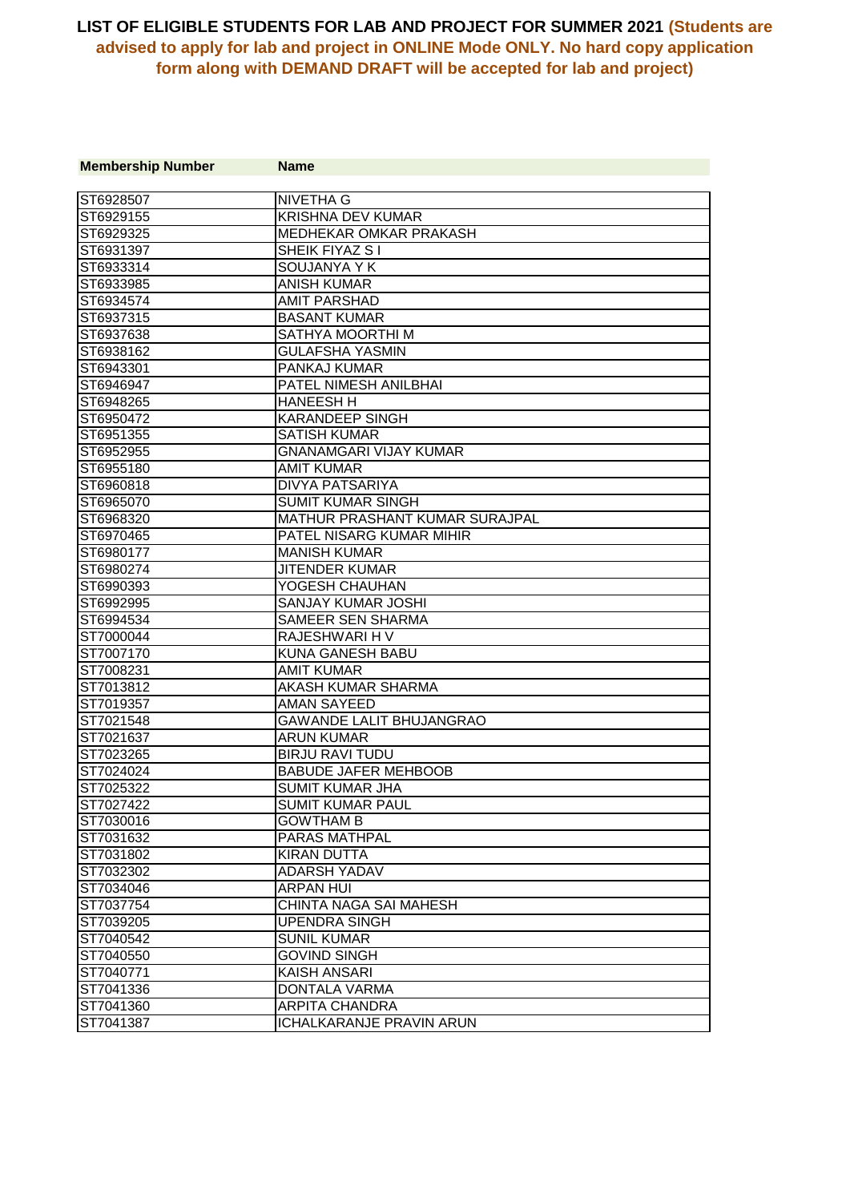# LIST OF ELIGIBLE STUDENTS FOR LAB AND PROJECT FOR SUMMER 2021 (Students are advised to apply for lab and project in ONLINE Mode ONLY. No hard copy application form along with DEMAND DRAFT will be accepted for lab and project)

| Membership Number | Name |
|---|---|
| ST6928507 | NIVETHA G |
| ST6929155 | KRISHNA DEV KUMAR |
| ST6929325 | MEDHEKAR OMKAR PRAKASH |
| ST6931397 | SHEIK FIYAZ S I |
| ST6933314 | SOUJANYA Y K |
| ST6933985 | ANISH KUMAR |
| ST6934574 | AMIT PARSHAD |
| ST6937315 | BASANT KUMAR |
| ST6937638 | SATHYA MOORTHI M |
| ST6938162 | GULAFSHA YASMIN |
| ST6943301 | PANKAJ KUMAR |
| ST6946947 | PATEL NIMESH ANILBHAI |
| ST6948265 | HANEESH H |
| ST6950472 | KARANDEEP SINGH |
| ST6951355 | SATISH KUMAR |
| ST6952955 | GNANAMGARI VIJAY KUMAR |
| ST6955180 | AMIT KUMAR |
| ST6960818 | DIVYA PATSARIYA |
| ST6965070 | SUMIT KUMAR SINGH |
| ST6968320 | MATHUR PRASHANT KUMAR SURAJPAL |
| ST6970465 | PATEL NISARG KUMAR MIHIR |
| ST6980177 | MANISH KUMAR |
| ST6980274 | JITENDER KUMAR |
| ST6990393 | YOGESH CHAUHAN |
| ST6992995 | SANJAY KUMAR JOSHI |
| ST6994534 | SAMEER SEN SHARMA |
| ST7000044 | RAJESHWARI H V |
| ST7007170 | KUNA GANESH BABU |
| ST7008231 | AMIT KUMAR |
| ST7013812 | AKASH KUMAR SHARMA |
| ST7019357 | AMAN SAYEED |
| ST7021548 | GAWANDE LALIT BHUJANGRAO |
| ST7021637 | ARUN KUMAR |
| ST7023265 | BIRJU RAVI TUDU |
| ST7024024 | BABUDE JAFER MEHBOOB |
| ST7025322 | SUMIT KUMAR JHA |
| ST7027422 | SUMIT KUMAR PAUL |
| ST7030016 | GOWTHAM B |
| ST7031632 | PARAS MATHPAL |
| ST7031802 | KIRAN DUTTA |
| ST7032302 | ADARSH YADAV |
| ST7034046 | ARPAN HUI |
| ST7037754 | CHINTA NAGA SAI MAHESH |
| ST7039205 | UPENDRA SINGH |
| ST7040542 | SUNIL KUMAR |
| ST7040550 | GOVIND SINGH |
| ST7040771 | KAISH ANSARI |
| ST7041336 | DONTALA VARMA |
| ST7041360 | ARPITA CHANDRA |
| ST7041387 | ICHALKARANJE PRAVIN ARUN |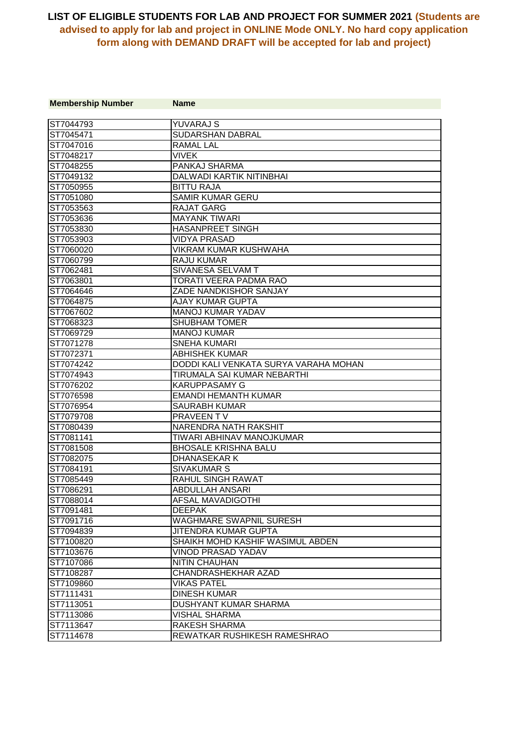**LIST OF ELIGIBLE STUDENTS FOR LAB AND PROJECT FOR SUMMER 2021 (Students are advised to apply for lab and project in ONLINE Mode ONLY. No hard copy application form along with DEMAND DRAFT will be accepted for lab and project)**

| Membership Number | Name |
|---|---|
| ST7044793 | YUVARAJ S |
| ST7045471 | SUDARSHAN DABRAL |
| ST7047016 | RAMAL LAL |
| ST7048217 | VIVEK |
| ST7048255 | PANKAJ SHARMA |
| ST7049132 | DALWADI KARTIK NITINBHAI |
| ST7050955 | BITTU RAJA |
| ST7051080 | SAMIR KUMAR GERU |
| ST7053563 | RAJAT GARG |
| ST7053636 | MAYANK TIWARI |
| ST7053830 | HASANPREET SINGH |
| ST7053903 | VIDYA PRASAD |
| ST7060020 | VIKRAM KUMAR KUSHWAHA |
| ST7060799 | RAJU KUMAR |
| ST7062481 | SIVANESA SELVAM T |
| ST7063801 | TORATI VEERA PADMA RAO |
| ST7064646 | ZADE NANDKISHOR SANJAY |
| ST7064875 | AJAY KUMAR GUPTA |
| ST7067602 | MANOJ KUMAR YADAV |
| ST7068323 | SHUBHAM TOMER |
| ST7069729 | MANOJ KUMAR |
| ST7071278 | SNEHA KUMARI |
| ST7072371 | ABHISHEK KUMAR |
| ST7074242 | DODDI KALI VENKATA SURYA VARAHA MOHAN |
| ST7074943 | TIRUMALA SAI KUMAR NEBARTHI |
| ST7076202 | KARUPPASAMY G |
| ST7076598 | EMANDI HEMANTH KUMAR |
| ST7076954 | SAURABH KUMAR |
| ST7079708 | PRAVEEN T V |
| ST7080439 | NARENDRA NATH RAKSHIT |
| ST7081141 | TIWARI ABHINAV MANOJKUMAR |
| ST7081508 | BHOSALE KRISHNA BALU |
| ST7082075 | DHANASEKAR K |
| ST7084191 | SIVAKUMAR S |
| ST7085449 | RAHUL SINGH RAWAT |
| ST7086291 | ABDULLAH ANSARI |
| ST7088014 | AFSAL MAVADIGOTHI |
| ST7091481 | DEEPAK |
| ST7091716 | WAGHMARE SWAPNIL SURESH |
| ST7094839 | JITENDRA KUMAR GUPTA |
| ST7100820 | SHAIKH MOHD KASHIF WASIMUL ABDEN |
| ST7103676 | VINOD PRASAD YADAV |
| ST7107086 | NITIN CHAUHAN |
| ST7108287 | CHANDRASHEKHAR AZAD |
| ST7109860 | VIKAS PATEL |
| ST7111431 | DINESH KUMAR |
| ST7113051 | DUSHYANT KUMAR SHARMA |
| ST7113086 | VISHAL SHARMA |
| ST7113647 | RAKESH SHARMA |
| ST7114678 | REWATKAR RUSHIKESH RAMESHRAO |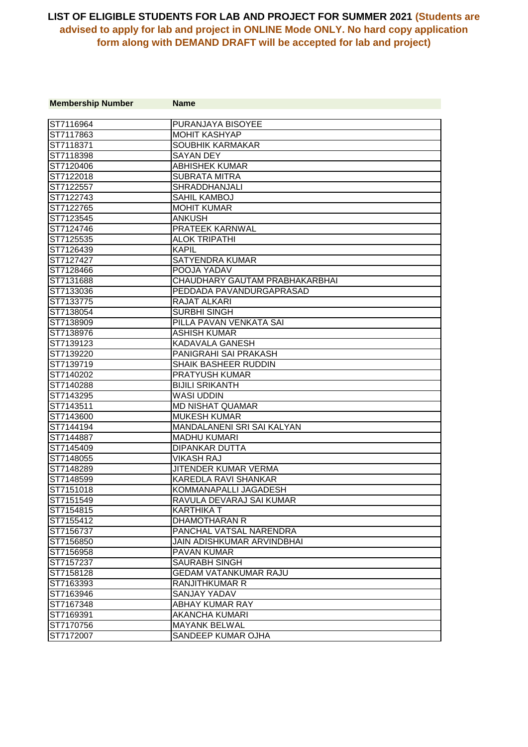**LIST OF ELIGIBLE STUDENTS FOR LAB AND PROJECT FOR SUMMER 2021 (Students are advised to apply for lab and project in ONLINE Mode ONLY. No hard copy application form along with DEMAND DRAFT will be accepted for lab and project)**

| Membership Number | Name |
|---|---|
| ST7116964 | PURANJAYA BISOYEE |
| ST7117863 | MOHIT KASHYAP |
| ST7118371 | SOUBHIK KARMAKAR |
| ST7118398 | SAYAN DEY |
| ST7120406 | ABHISHEK KUMAR |
| ST7122018 | SUBRATA MITRA |
| ST7122557 | SHRADDHANJALI |
| ST7122743 | SAHIL KAMBOJ |
| ST7122765 | MOHIT KUMAR |
| ST7123545 | ANKUSH |
| ST7124746 | PRATEEK KARNWAL |
| ST7125535 | ALOK TRIPATHI |
| ST7126439 | KAPIL |
| ST7127427 | SATYENDRA KUMAR |
| ST7128466 | POOJA YADAV |
| ST7131688 | CHAUDHARY GAUTAM PRABHAKARBHAI |
| ST7133036 | PEDDADA PAVANDURGAPRASAD |
| ST7133775 | RAJAT ALKARI |
| ST7138054 | SURBHI SINGH |
| ST7138909 | PILLA PAVAN VENKATA SAI |
| ST7138976 | ASHISH KUMAR |
| ST7139123 | KADAVALA GANESH |
| ST7139220 | PANIGRAHI SAI PRAKASH |
| ST7139719 | SHAIK BASHEER RUDDIN |
| ST7140202 | PRATYUSH KUMAR |
| ST7140288 | BIJILI SRIKANTH |
| ST7143295 | WASI UDDIN |
| ST7143511 | MD NISHAT QUAMAR |
| ST7143600 | MUKESH KUMAR |
| ST7144194 | MANDALANENI SRI SAI KALYAN |
| ST7144887 | MADHU KUMARI |
| ST7145409 | DIPANKAR DUTTA |
| ST7148055 | VIKASH RAJ |
| ST7148289 | JITENDER KUMAR VERMA |
| ST7148599 | KAREDLA RAVI SHANKAR |
| ST7151018 | KOMMANAPALLI JAGADESH |
| ST7151549 | RAVULA DEVARAJ SAI KUMAR |
| ST7154815 | KARTHIKA T |
| ST7155412 | DHAMOTHARAN R |
| ST7156737 | PANCHAL VATSAL NARENDRA |
| ST7156850 | JAIN ADISHKUMAR ARVINDBHAI |
| ST7156958 | PAVAN KUMAR |
| ST7157237 | SAURABH SINGH |
| ST7158128 | GEDAM VATANKUMAR RAJU |
| ST7163393 | RANJITHKUMAR R |
| ST7163946 | SANJAY YADAV |
| ST7167348 | ABHAY KUMAR RAY |
| ST7169391 | AKANCHA KUMARI |
| ST7170756 | MAYANK BELWAL |
| ST7172007 | SANDEEP KUMAR OJHA |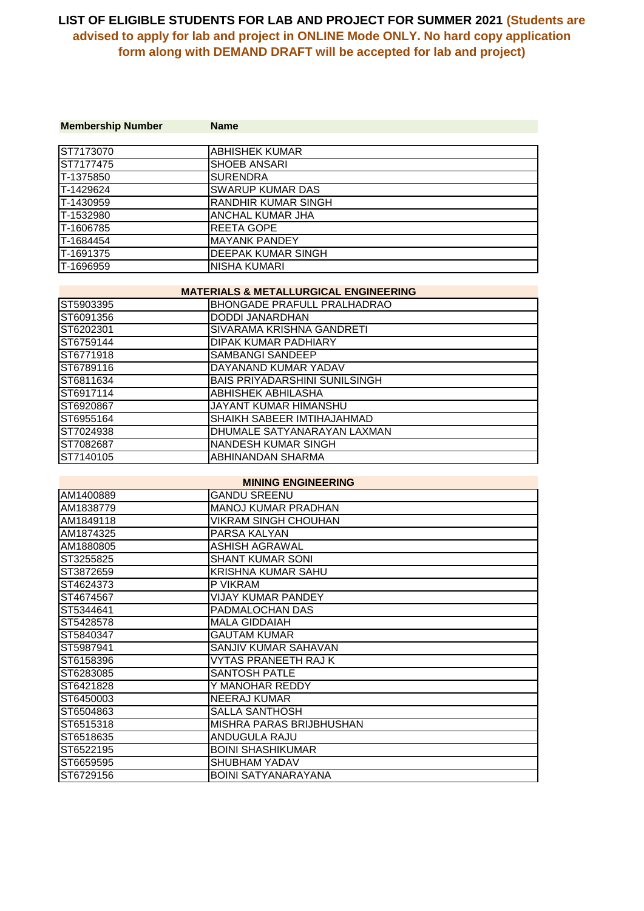**LIST OF ELIGIBLE STUDENTS FOR LAB AND PROJECT FOR SUMMER 2021 (Students are advised to apply for lab and project in ONLINE Mode ONLY. No hard copy application form along with DEMAND DRAFT will be accepted for lab and project)**

| Membership Number | Name |
|---|---|
| ST7173070 | ABHISHEK KUMAR |
| ST7177475 | SHOEB ANSARI |
| T-1375850 | SURENDRA |
| T-1429624 | SWARUP KUMAR DAS |
| T-1430959 | RANDHIR KUMAR SINGH |
| T-1532980 | ANCHAL KUMAR JHA |
| T-1606785 | REETA GOPE |
| T-1684454 | MAYANK PANDEY |
| T-1691375 | DEEPAK KUMAR SINGH |
| T-1696959 | NISHA KUMARI |

**MATERIALS & METALLURGICAL ENGINEERING**

| Membership Number | Name |
|---|---|
| ST5903395 | BHONGADE PRAFULL PRALHADRAO |
| ST6091356 | DODDI JANARDHAN |
| ST6202301 | SIVARAMA KRISHNA GANDRETI |
| ST6759144 | DIPAK KUMAR PADHIARY |
| ST6771918 | SAMBANGI SANDEEP |
| ST6789116 | DAYANAND KUMAR YADAV |
| ST6811634 | BAIS PRIYADARSHINI SUNILSINGH |
| ST6917114 | ABHISHEK ABHILASHA |
| ST6920867 | JAYANT KUMAR HIMANSHU |
| ST6955164 | SHAIKH SABEER IMTIHAJAHMAD |
| ST7024938 | DHUMALE SATYANARAYAN LAXMAN |
| ST7082687 | NANDESH KUMAR SINGH |
| ST7140105 | ABHINANDAN SHARMA |

**MINING ENGINEERING**

| Membership Number | Name |
|---|---|
| AM1400889 | GANDU SREENU |
| AM1838779 | MANOJ KUMAR PRADHAN |
| AM1849118 | VIKRAM SINGH CHOUHAN |
| AM1874325 | PARSA KALYAN |
| AM1880805 | ASHISH AGRAWAL |
| ST3255825 | SHANT KUMAR SONI |
| ST3872659 | KRISHNA KUMAR SAHU |
| ST4624373 | P VIKRAM |
| ST4674567 | VIJAY KUMAR PANDEY |
| ST5344641 | PADMALOCHAN DAS |
| ST5428578 | MALA GIDDAIAH |
| ST5840347 | GAUTAM KUMAR |
| ST5987941 | SANJIV KUMAR SAHAVAN |
| ST6158396 | VYTAS PRANEETH RAJ K |
| ST6283085 | SANTOSH PATLE |
| ST6421828 | Y MANOHAR REDDY |
| ST6450003 | NEERAJ KUMAR |
| ST6504863 | SALLA SANTHOSH |
| ST6515318 | MISHRA PARAS BRIJBHUSHAN |
| ST6518635 | ANDUGULA RAJU |
| ST6522195 | BOINI SHASHIKUMAR |
| ST6659595 | SHUBHAM YADAV |
| ST6729156 | BOINI SATYANARAYANA |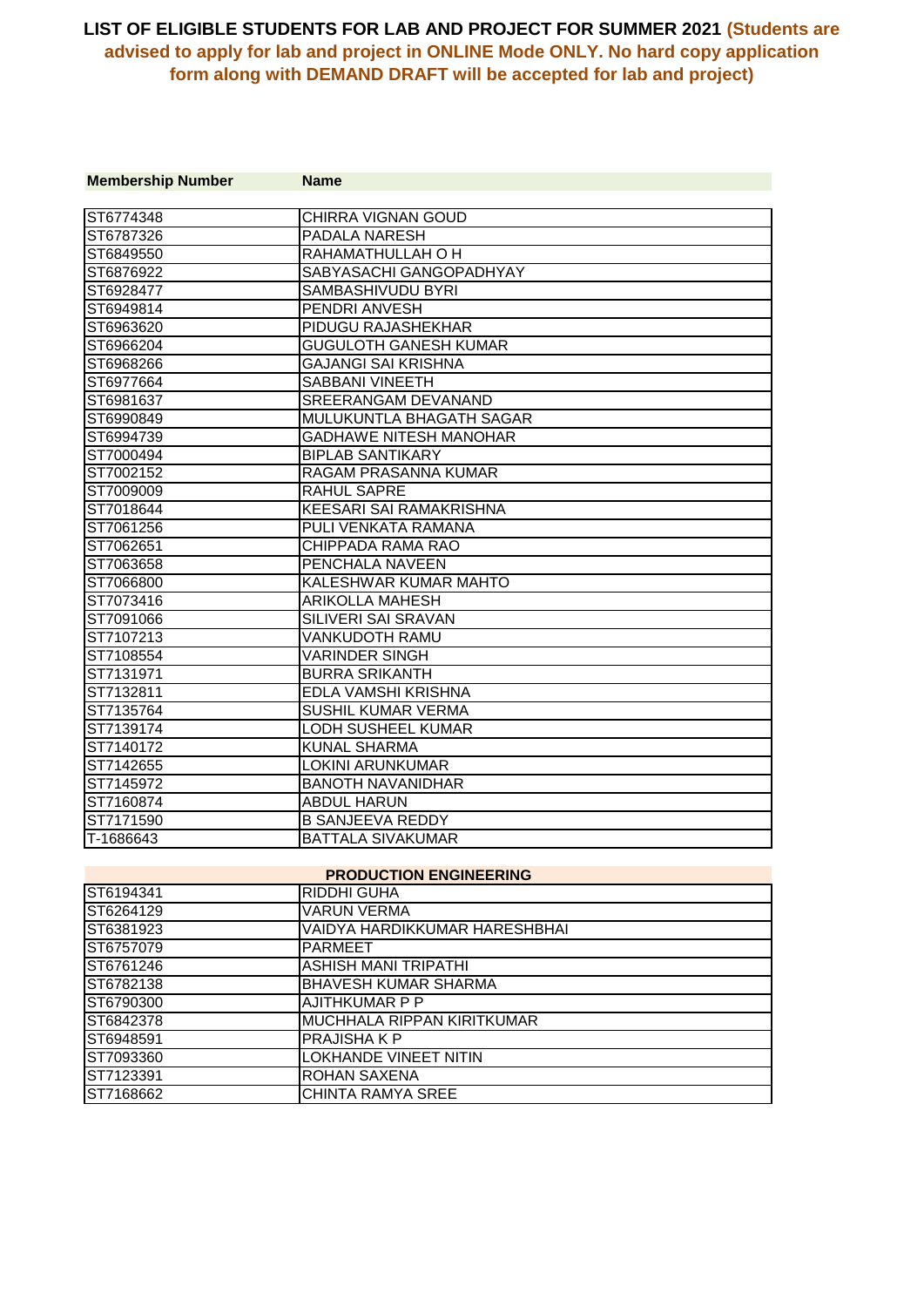# LIST OF ELIGIBLE STUDENTS FOR LAB AND PROJECT FOR SUMMER 2021 (Students are advised to apply for lab and project in ONLINE Mode ONLY. No hard copy application form along with DEMAND DRAFT will be accepted for lab and project)

| Membership Number | Name |
|---|---|
| ST6774348 | CHIRRA VIGNAN GOUD |
| ST6787326 | PADALA NARESH |
| ST6849550 | RAHAMATHULLAH O H |
| ST6876922 | SABYASACHI GANGOPADHYAY |
| ST6928477 | SAMBASHIVUDU BYRI |
| ST6949814 | PENDRI ANVESH |
| ST6963620 | PIDUGU RAJASHEKHAR |
| ST6966204 | GUGULOTH GANESH KUMAR |
| ST6968266 | GAJANGI SAI KRISHNA |
| ST6977664 | SABBANI VINEETH |
| ST6981637 | SREERANGAM DEVANAND |
| ST6990849 | MULUKUNTLA BHAGATH SAGAR |
| ST6994739 | GADHAWE NITESH MANOHAR |
| ST7000494 | BIPLAB SANTIKARY |
| ST7002152 | RAGAM PRASANNA KUMAR |
| ST7009009 | RAHUL SAPRE |
| ST7018644 | KEESARI SAI RAMAKRISHNA |
| ST7061256 | PULI VENKATA RAMANA |
| ST7062651 | CHIPPADA RAMA RAO |
| ST7063658 | PENCHALA NAVEEN |
| ST7066800 | KALESHWAR KUMAR MAHTO |
| ST7073416 | ARIKOLLA MAHESH |
| ST7091066 | SILIVERI SAI SRAVAN |
| ST7107213 | VANKUDOTH RAMU |
| ST7108554 | VARINDER SINGH |
| ST7131971 | BURRA SRIKANTH |
| ST7132811 | EDLA VAMSHI KRISHNA |
| ST7135764 | SUSHIL KUMAR VERMA |
| ST7139174 | LODH SUSHEEL KUMAR |
| ST7140172 | KUNAL SHARMA |
| ST7142655 | LOKINI ARUNKUMAR |
| ST7145972 | BANOTH NAVANIDHAR |
| ST7160874 | ABDUL HARUN |
| ST7171590 | B SANJEEVA REDDY |
| T-1686643 | BATTALA SIVAKUMAR |

## PRODUCTION ENGINEERING

| Membership Number | Name |
|---|---|
| ST6194341 | RIDDHI GUHA |
| ST6264129 | VARUN VERMA |
| ST6381923 | VAIDYA HARDIKKUMAR HARESHBHAI |
| ST6757079 | PARMEET |
| ST6761246 | ASHISH MANI TRIPATHI |
| ST6782138 | BHAVESH KUMAR SHARMA |
| ST6790300 | AJITHKUMAR P P |
| ST6842378 | MUCHHALA RIPPAN KIRITKUMAR |
| ST6948591 | PRAJISHA K P |
| ST7093360 | LOKHANDE VINEET NITIN |
| ST7123391 | ROHAN SAXENA |
| ST7168662 | CHINTA RAMYA SREE |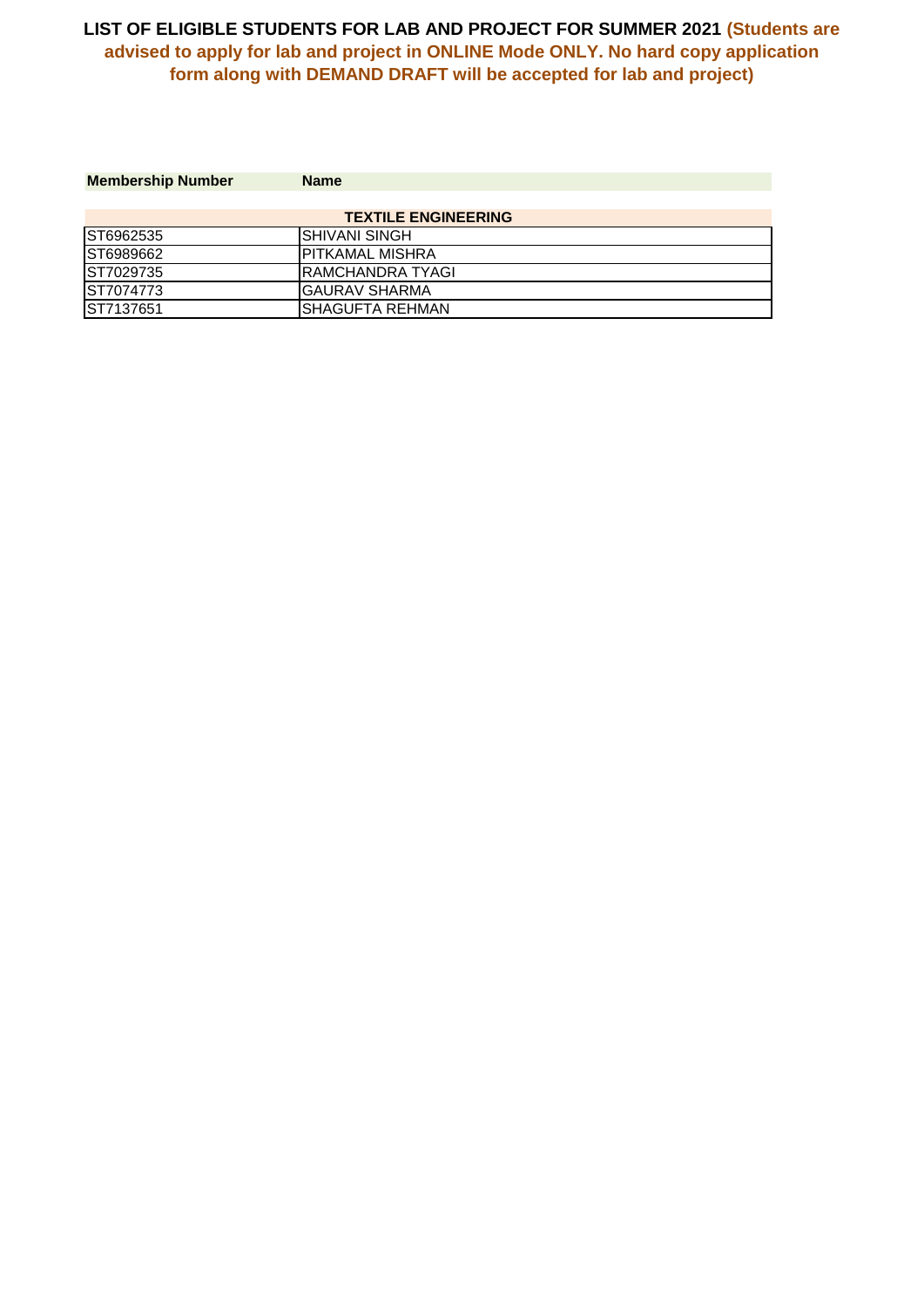**LIST OF ELIGIBLE STUDENTS FOR LAB AND PROJECT FOR SUMMER 2021 (Students are advised to apply for lab and project in ONLINE Mode ONLY. No hard copy application form along with DEMAND DRAFT will be accepted for lab and project)**

| Membership Number | Name |
| --- | --- |
| **TEXTILE ENGINEERING** | |
| ST6962535 | SHIVANI SINGH |
| ST6989662 | PITKAMAL MISHRA |
| ST7029735 | RAMCHANDRA TYAGI |
| ST7074773 | GAURAV SHARMA |
| ST7137651 | SHAGUFTA REHMAN |